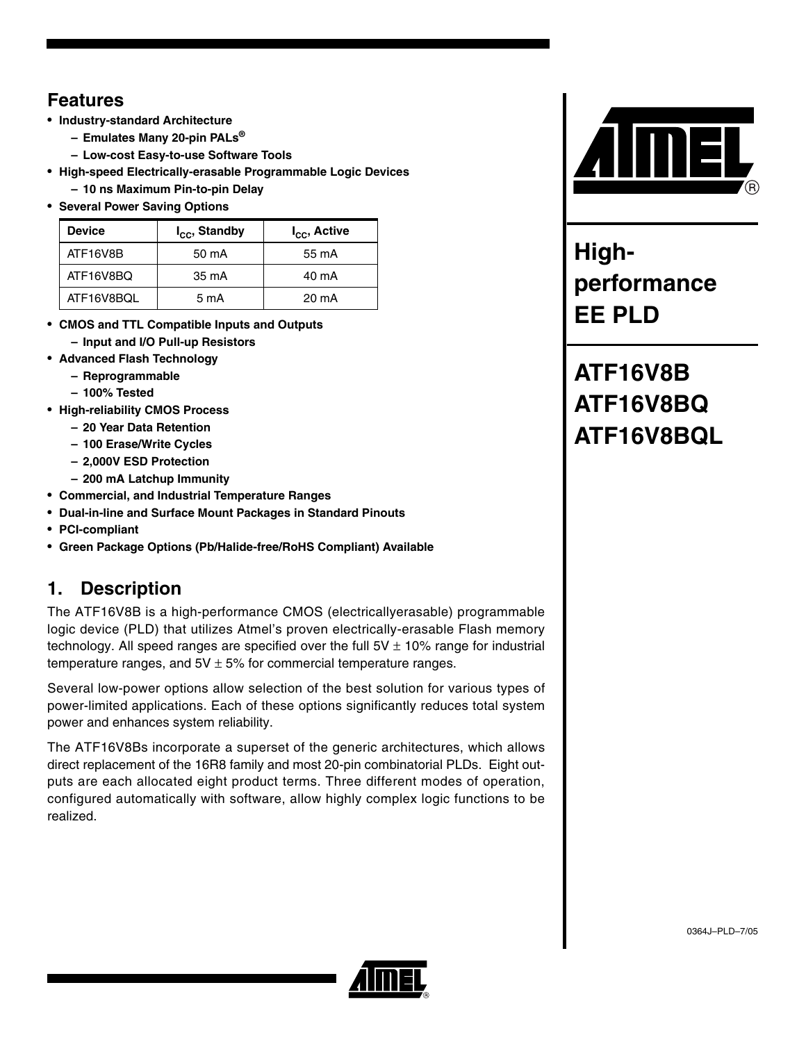## Features

- **Industry-standard Architecture**
  - **Emulates Many 20-pin PALs®**
  - **Low-cost Easy-to-use Software Tools**
- **High-speed Electrically-erasable Programmable Logic Devices**
  - **10 ns Maximum Pin-to-pin Delay**
- **Several Power Saving Options**

| Device | $I_{CC}$, Standby | $I_{CC}$, Active |
|---|---|---|
| ATF16V8B | 50 mA | 55 mA |
| ATF16V8BQ | 35 mA | 40 mA |
| ATF16V8BQL | 5 mA | 20 mA |

- **CMOS and TTL Compatible Inputs and Outputs**
  - **Input and I/O Pull-up Resistors**
- **Advanced Flash Technology**
  - **Reprogrammable**
  - **100% Tested**
- **High-reliability CMOS Process**
  - **20 Year Data Retention**
  - **100 Erase/Write Cycles**
  - **2,000V ESD Protection**
  - **200 mA Latchup Immunity**
- **Commercial, and Industrial Temperature Ranges**
- **Dual-in-line and Surface Mount Packages in Standard Pinouts**
- **PCI-compliant**
- **Green Package Options (Pb/Halide-free/RoHS Compliant) Available**

# High-performance EE PLD

# ATF16V8B ATF16V8BQ ATF16V8BQL

## 1. Description

The ATF16V8B is a high-performance CMOS (electricallyerasable) programmable logic device (PLD) that utilizes Atmel's proven electrically-erasable Flash memory technology. All speed ranges are specified over the full 5V ± 10% range for industrial temperature ranges, and 5V ± 5% for commercial temperature ranges.

Several low-power options allow selection of the best solution for various types of power-limited applications. Each of these options significantly reduces total system power and enhances system reliability.

The ATF16V8Bs incorporate a superset of the generic architectures, which allows direct replacement of the 16R8 family and most 20-pin combinatorial PLDs. Eight outputs are each allocated eight product terms. Three different modes of operation, configured automatically with software, allow highly complex logic functions to be realized.

0364J–PLD–7/05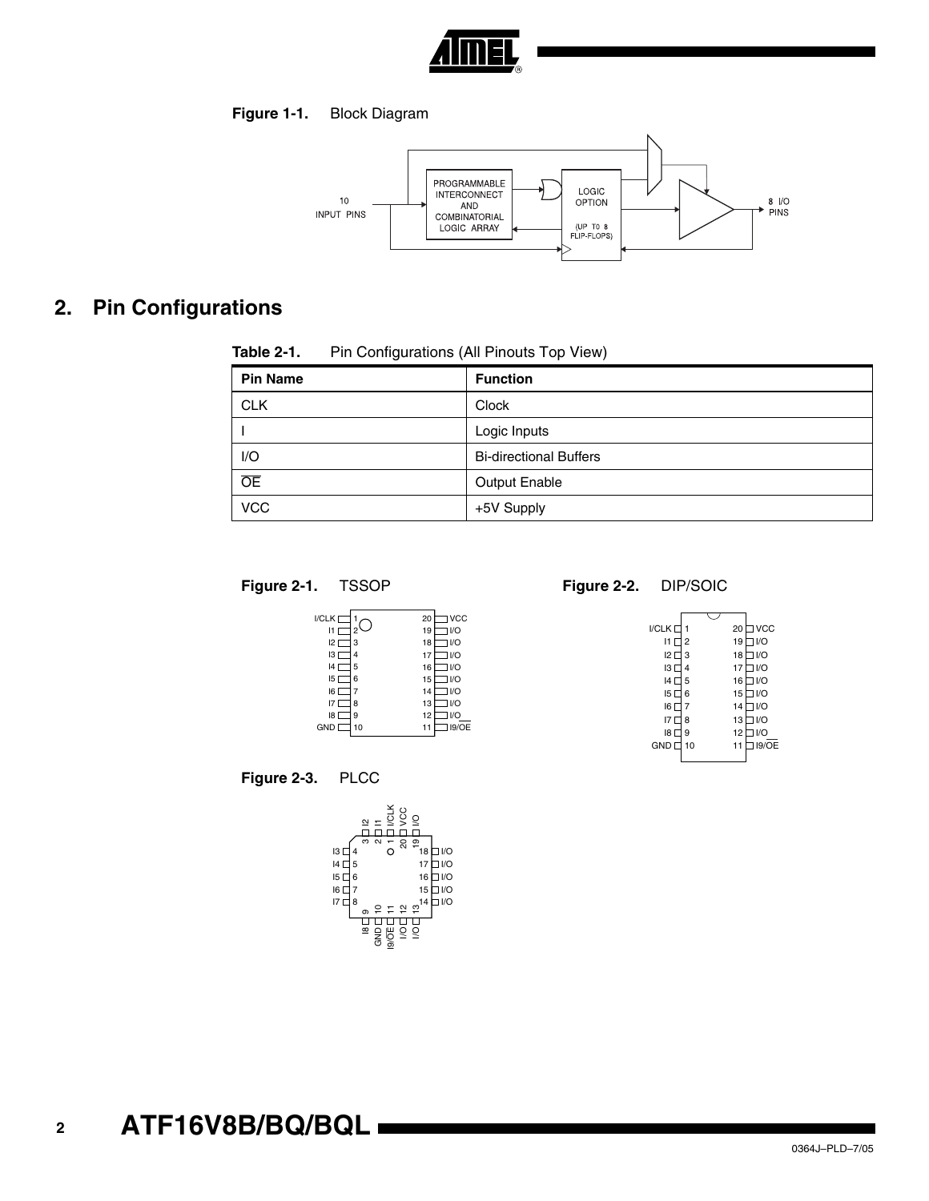**Figure 1-1.** Block Diagram

## 2. Pin Configurations

**Table 2-1.** Pin Configurations (All Pinouts Top View)

| Pin Name | Function |
|---|---|
| CLK | Clock |
| I | Logic Inputs |
| I/O | Bi-directional Buffers |
| $\overline{OE}$ | Output Enable |
| VCC | +5V Supply |

**Figure 2-1.** TSSOP

**Figure 2-2.** DIP/SOIC

**Figure 2-3.** PLCC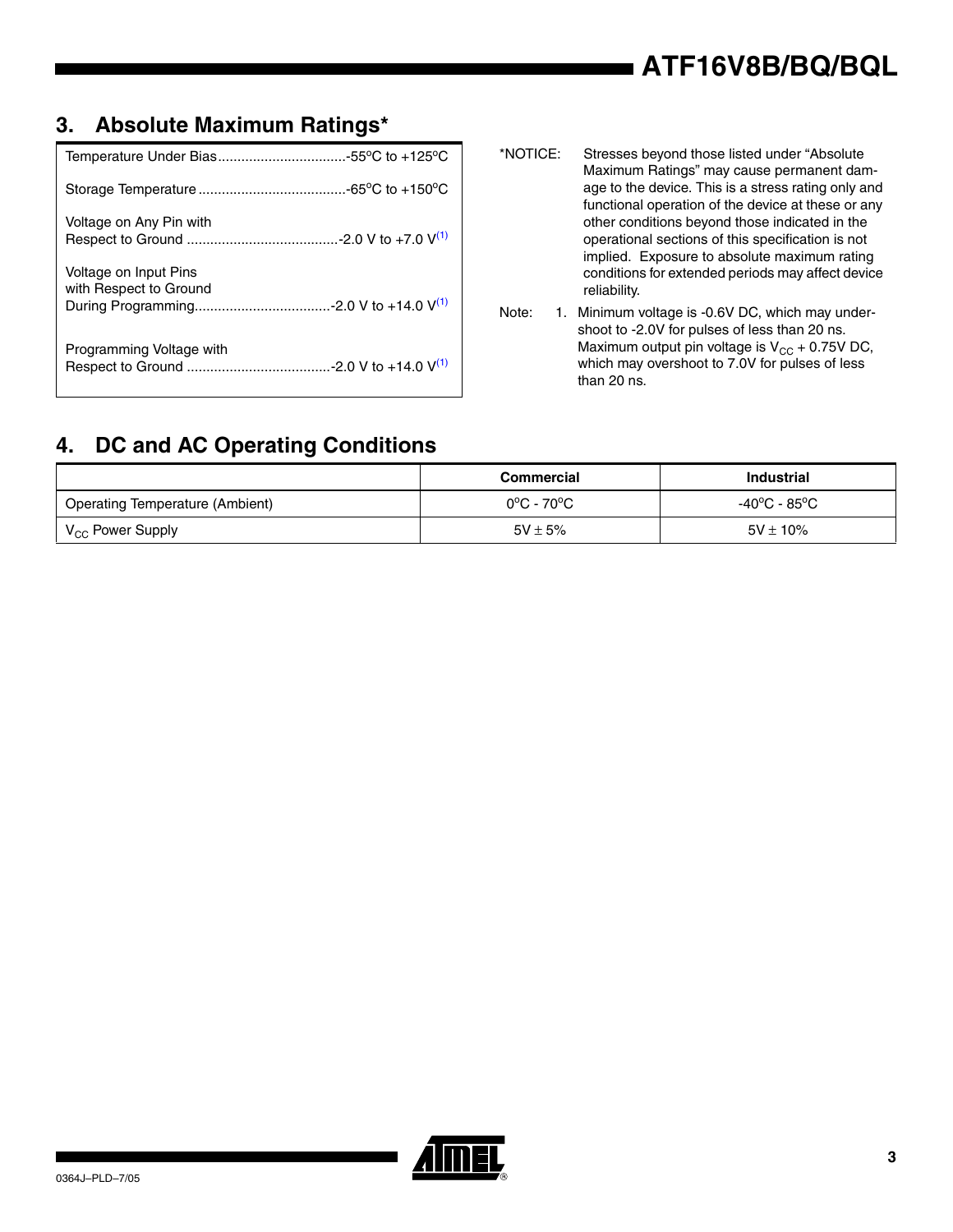## 3. Absolute Maximum Ratings*

Temperature Under Bias.................................-55°C to +125°C

Storage Temperature......................................-65°C to +150°C

Voltage on Any Pin with Respect to Ground .......................................-2.0 V to +7.0 V[(1)]

Voltage on Input Pins with Respect to Ground During Programming...................................-2.0 V to +14.0 V[(1)]

Programming Voltage with Respect to Ground ....................................-2.0 V to +14.0 V[(1)]

*NOTICE: Stresses beyond those listed under "Absolute Maximum Ratings" may cause permanent damage to the device. This is a stress rating only and functional operation of the device at these or any other conditions beyond those indicated in the operational sections of this specification is not implied. Exposure to absolute maximum rating conditions for extended periods may affect device reliability.

Note: 1. Minimum voltage is -0.6V DC, which may undershoot to -2.0V for pulses of less than 20 ns. Maximum output pin voltage is $V_{CC}$ + 0.75V DC, which may overshoot to 7.0V for pulses of less than 20 ns.

## 4. DC and AC Operating Conditions

| | Commercial | Industrial |
|---|---|---|
| Operating Temperature (Ambient) | 0°C - 70°C | -40°C - 85°C |
| $V_{CC}$ Power Supply | 5V ± 5% | 5V ± 10% |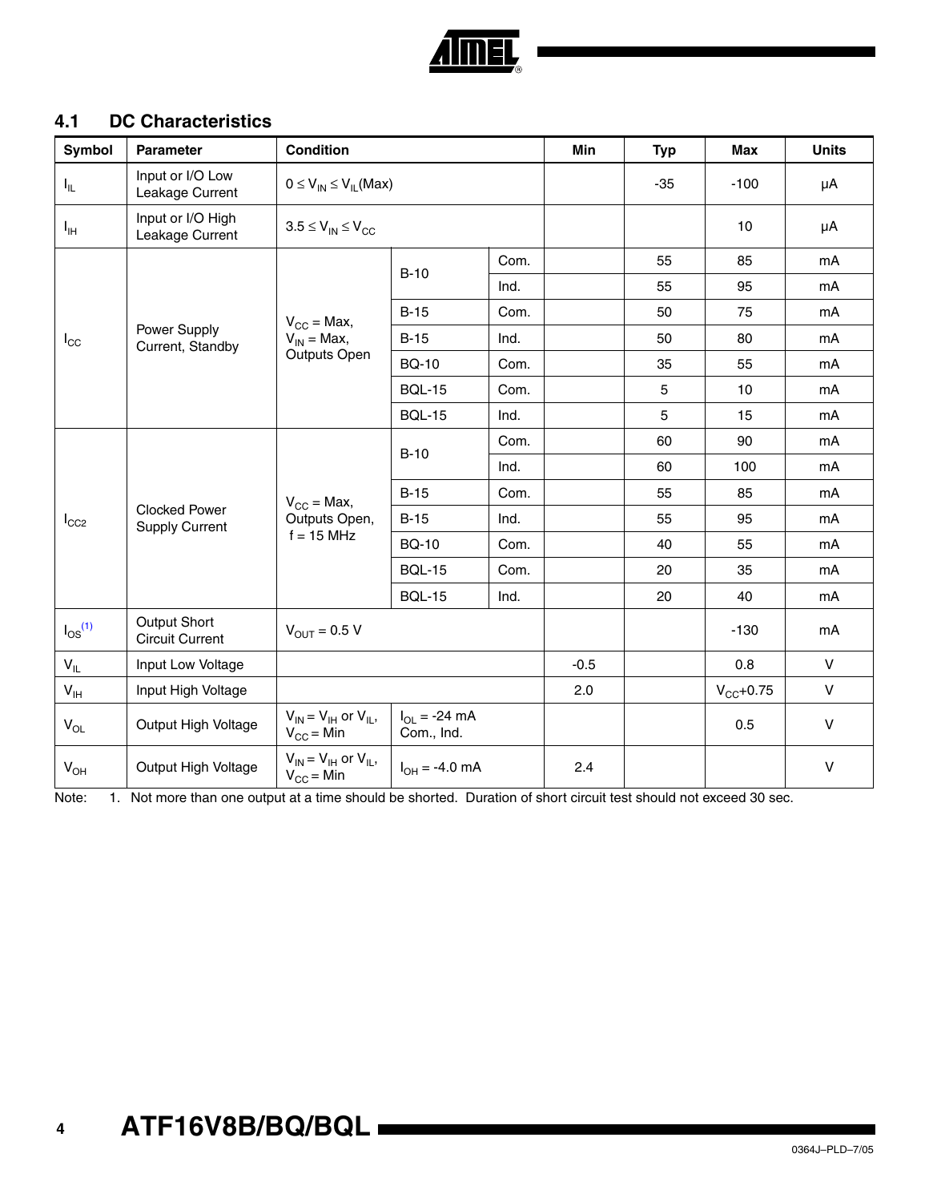## 4.1 DC Characteristics

| Symbol | Parameter | Condition | | | Min | Typ | Max | Units |
|---|---|---|---|---|---|---|---|---|
| $I_{IL}$ | Input or I/O Low Leakage Current | $0 \le V_{IN} \le V_{IL}(Max)$ | | | | -35 | -100 | µA |
| $I_{IH}$ | Input or I/O High Leakage Current | $3.5 \le V_{IN} \le V_{CC}$ | | | | | 10 | µA |
| $I_{CC}$ | Power Supply Current, Standby | $V_{CC}$ = Max, $V_{IN}$ = Max, Outputs Open | B-10 | Com. | | 55 | 85 | mA |
| | | | | Ind. | | 55 | 95 | mA |
| | | | B-15 | Com. | | 50 | 75 | mA |
| | | | B-15 | Ind. | | 50 | 80 | mA |
| | | | BQ-10 | Com. | | 35 | 55 | mA |
| | | | BQL-15 | Com. | | 5 | 10 | mA |
| | | | BQL-15 | Ind. | | 5 | 15 | mA |
| $I_{CC2}$ | Clocked Power Supply Current | $V_{CC}$ = Max, Outputs Open, f = 15 MHz | B-10 | Com. | | 60 | 90 | mA |
| | | | | Ind. | | 60 | 100 | mA |
| | | | B-15 | Com. | | 55 | 85 | mA |
| | | | B-15 | Ind. | | 55 | 95 | mA |
| | | | BQ-10 | Com. | | 40 | 55 | mA |
| | | | BQL-15 | Com. | | 20 | 35 | mA |
| | | | BQL-15 | Ind. | | 20 | 40 | mA |
| $I_{OS}$[(1)] | Output Short Circuit Current | $V_{OUT}$ = 0.5 V | | | | | -130 | mA |
| $V_{IL}$ | Input Low Voltage | | | | -0.5 | | 0.8 | V |
| $V_{IH}$ | Input High Voltage | | | | 2.0 | | $V_{CC}$+0.75 | V |
| $V_{OL}$ | Output High Voltage | $V_{IN} = V_{IH}$ or $V_{IL}$, $V_{CC}$ = Min | $I_{OL}$ = -24 mA Com., Ind. | | | | 0.5 | V |
| $V_{OH}$ | Output High Voltage | $V_{IN} = V_{IH}$ or $V_{IL}$, $V_{CC}$ = Min | $I_{OH}$ = -4.0 mA | | 2.4 | | | V |

Note: 1. Not more than one output at a time should be shorted. Duration of short circuit test should not exceed 30 sec.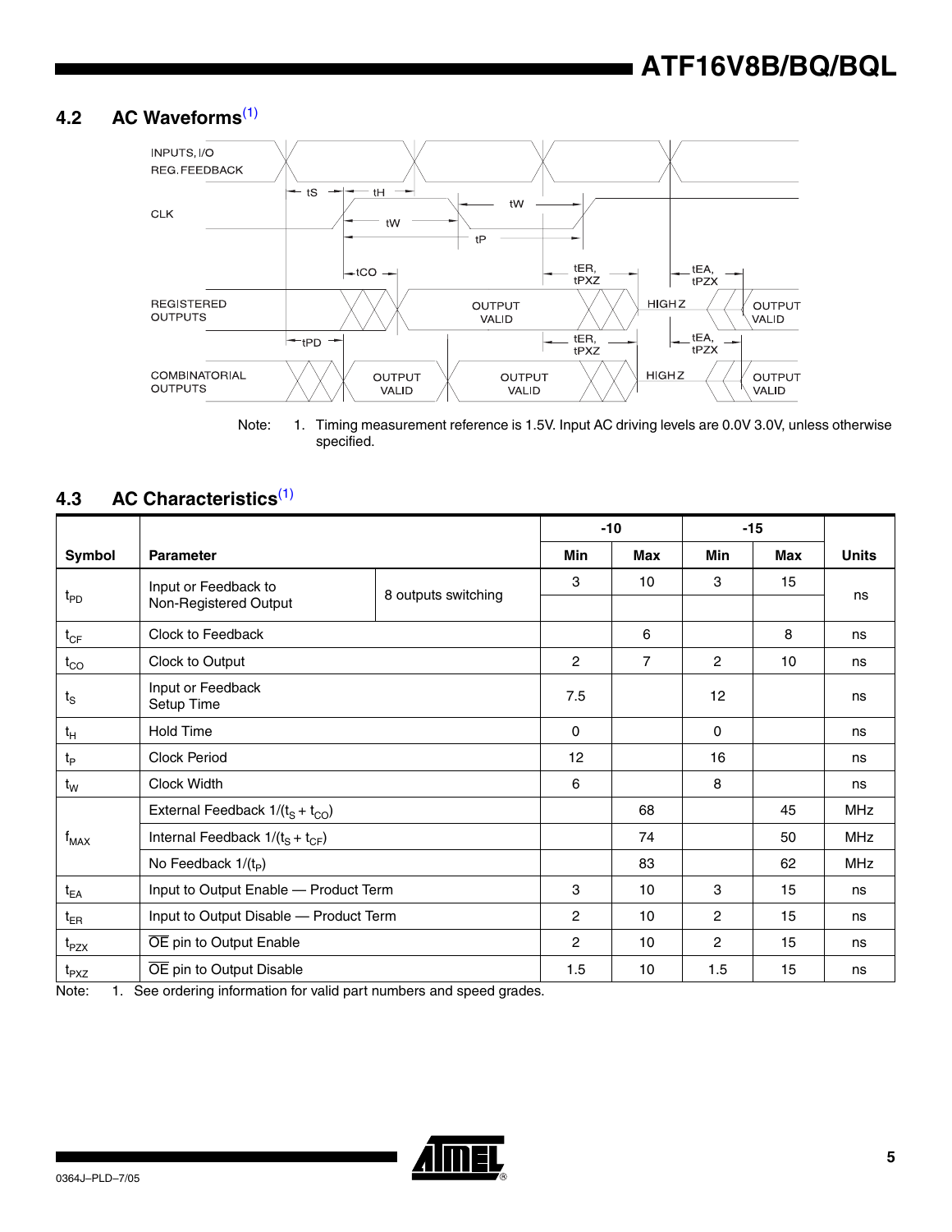### 4.2 AC Waveforms[(1)]

Note: 1. Timing measurement reference is 1.5V. Input AC driving levels are 0.0V 3.0V, unless otherwise specified.

### 4.3 AC Characteristics[(1)]

| Symbol | Parameter | | -10 Min | -10 Max | -15 Min | -15 Max | Units |
|---|---|---|---|---|---|---|---|
| $t_{PD}$ | Input or Feedback to Non-Registered Output | 8 outputs switching | 3 | 10 | 3 | 15 | ns |
| $t_{CF}$ | Clock to Feedback | | | 6 | | 8 | ns |
| $t_{CO}$ | Clock to Output | | 2 | 7 | 2 | 10 | ns |
| $t_S$ | Input or Feedback Setup Time | | 7.5 | | 12 | | ns |
| $t_H$ | Hold Time | | 0 | | 0 | | ns |
| $t_P$ | Clock Period | | 12 | | 16 | | ns |
| $t_W$ | Clock Width | | 6 | | 8 | | ns |
| $f_{MAX}$ | External Feedback $1/(t_S + t_{CO})$ | | | 68 | | 45 | MHz |
| | Internal Feedback $1/(t_S + t_{CF})$ | | | 74 | | 50 | MHz |
| | No Feedback $1/(t_P)$ | | | 83 | | 62 | MHz |
| $t_{EA}$ | Input to Output Enable — Product Term | | 3 | 10 | 3 | 15 | ns |
| $t_{ER}$ | Input to Output Disable — Product Term | | 2 | 10 | 2 | 15 | ns |
| $t_{PZX}$ | $\overline{OE}$ pin to Output Enable | | 2 | 10 | 2 | 15 | ns |
| $t_{PXZ}$ | $\overline{OE}$ pin to Output Disable | | 1.5 | 10 | 1.5 | 15 | ns |

Note: 1. See ordering information for valid part numbers and speed grades.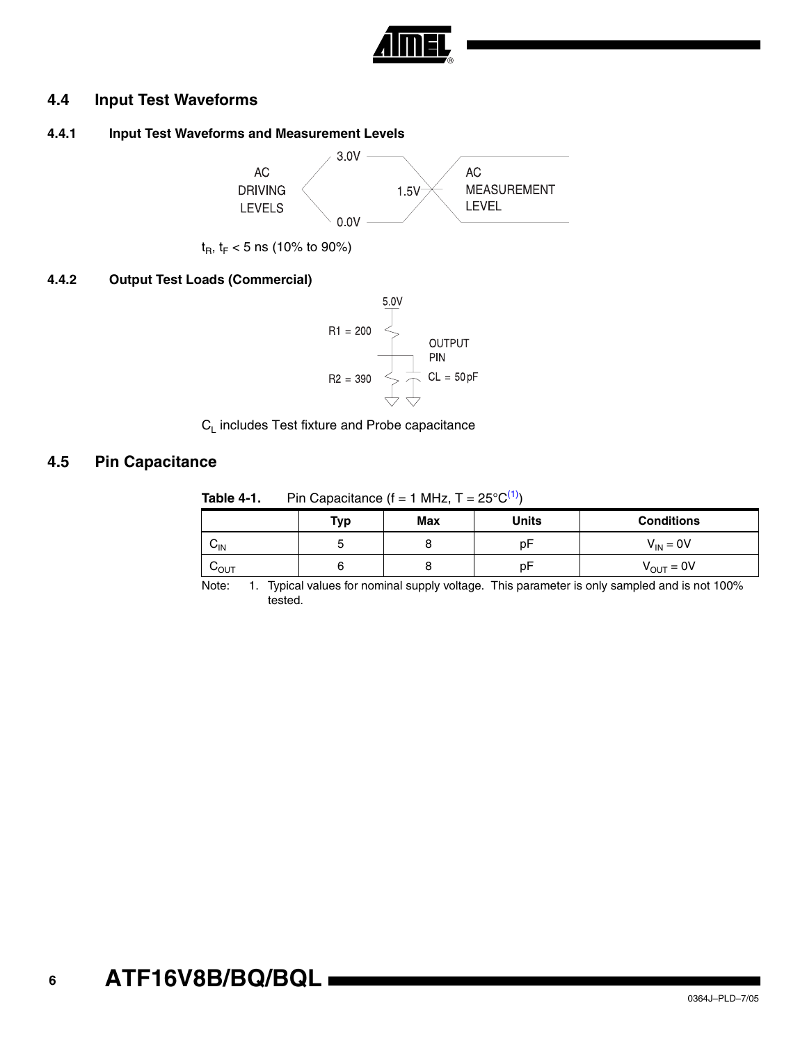## 4.4 Input Test Waveforms

### 4.4.1 Input Test Waveforms and Measurement Levels

AC DRIVING LEVELS 3.0V 0.0V 1.5V AC MEASUREMENT LEVEL

$t_R$, $t_F$ < 5 ns (10% to 90%)

### 4.4.2 Output Test Loads (Commercial)

5.0V R1 = 200 R2 = 390 OUTPUT PIN CL = 50 pF

$C_L$ includes Test fixture and Probe capacitance

## 4.5 Pin Capacitance

**Table 4-1.** Pin Capacitance (f = 1 MHz, T = 25°C[1])

| | Typ | Max | Units | Conditions |
|---|---|---|---|---|
| $C_{IN}$ | 5 | 8 | pF | $V_{IN}$ = 0V |
| $C_{OUT}$ | 6 | 8 | pF | $V_{OUT}$ = 0V |

Note: 1. Typical values for nominal supply voltage. This parameter is only sampled and is not 100% tested.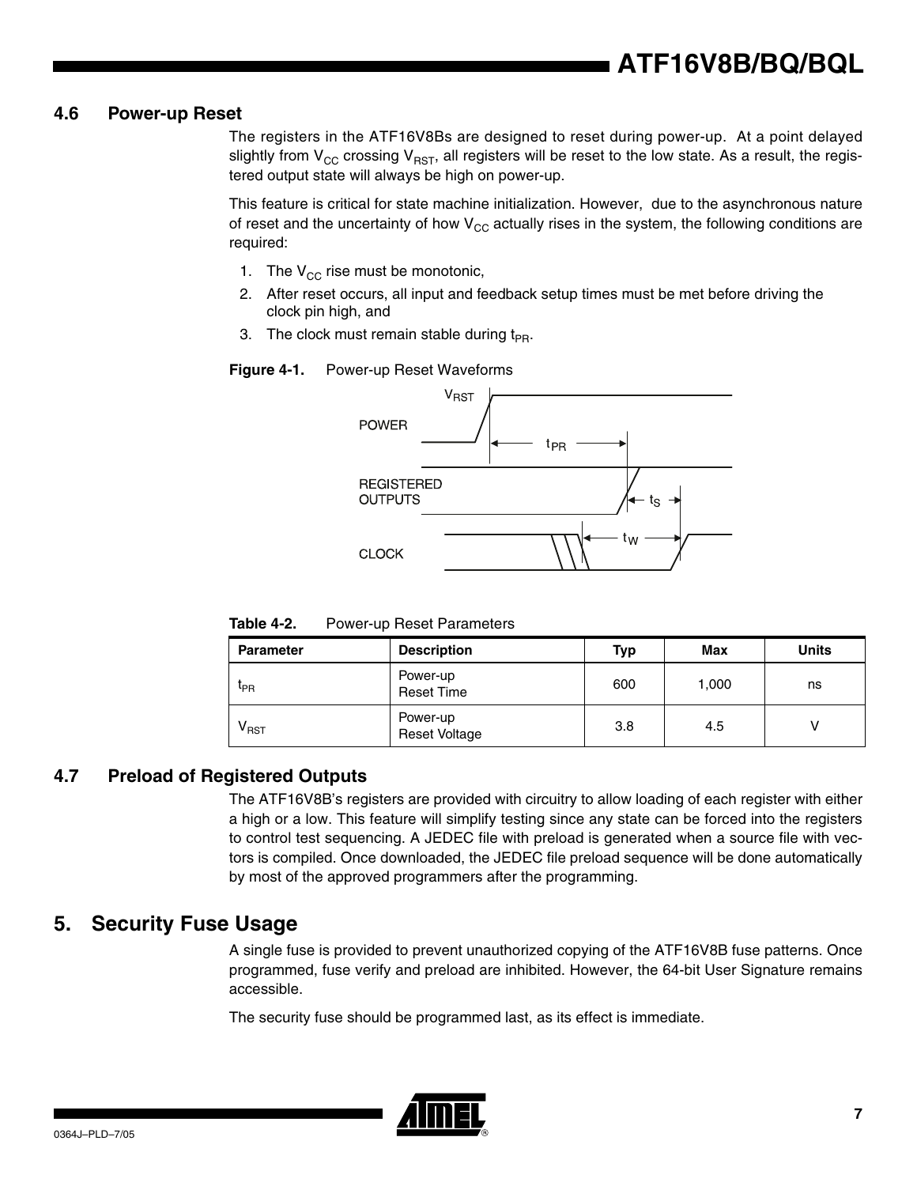### 4.6 Power-up Reset

The registers in the ATF16V8Bs are designed to reset during power-up. At a point delayed slightly from $V_{CC}$ crossing $V_{RST}$, all registers will be reset to the low state. As a result, the registered output state will always be high on power-up.

This feature is critical for state machine initialization. However, due to the asynchronous nature of reset and the uncertainty of how $V_{CC}$ actually rises in the system, the following conditions are required:

1. The $V_{CC}$ rise must be monotonic,
2. After reset occurs, all input and feedback setup times must be met before driving the clock pin high, and
3. The clock must remain stable during $t_{PR}$.

**Figure 4-1.** Power-up Reset Waveforms

**Table 4-2.** Power-up Reset Parameters

| Parameter | Description | Typ | Max | Units |
|---|---|---|---|---|
| $t_{PR}$ | Power-up Reset Time | 600 | 1,000 | ns |
| $V_{RST}$ | Power-up Reset Voltage | 3.8 | 4.5 | V |

### 4.7 Preload of Registered Outputs

The ATF16V8B's registers are provided with circuitry to allow loading of each register with either a high or a low. This feature will simplify testing since any state can be forced into the registers to control test sequencing. A JEDEC file with preload is generated when a source file with vectors is compiled. Once downloaded, the JEDEC file preload sequence will be done automatically by most of the approved programmers after the programming.

## 5. Security Fuse Usage

A single fuse is provided to prevent unauthorized copying of the ATF16V8B fuse patterns. Once programmed, fuse verify and preload are inhibited. However, the 64-bit User Signature remains accessible.

The security fuse should be programmed last, as its effect is immediate.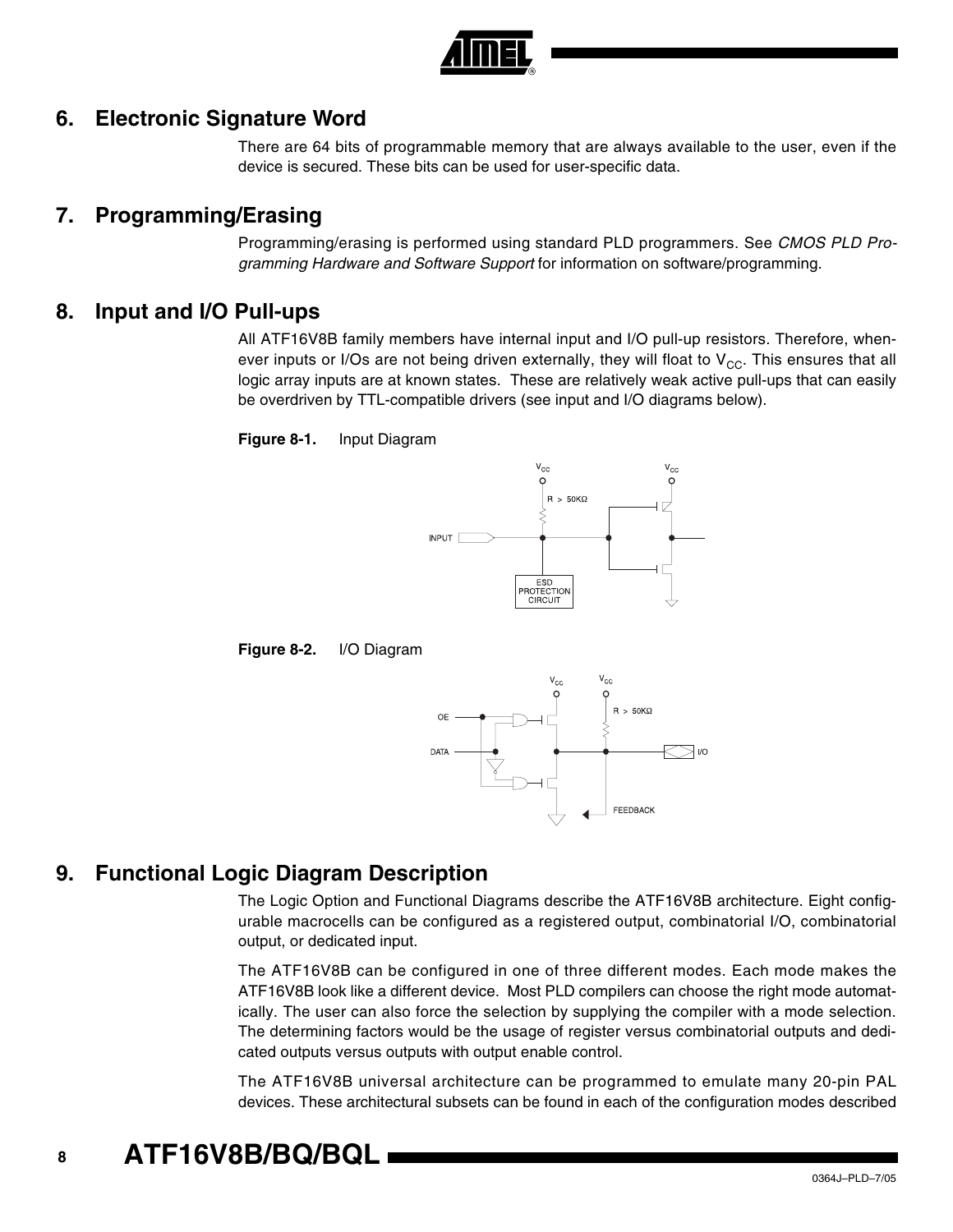## 6. Electronic Signature Word

There are 64 bits of programmable memory that are always available to the user, even if the device is secured. These bits can be used for user-specific data.

## 7. Programming/Erasing

Programming/erasing is performed using standard PLD programmers. See *CMOS PLD Programming Hardware and Software Support* for information on software/programming.

## 8. Input and I/O Pull-ups

All ATF16V8B family members have internal input and I/O pull-up resistors. Therefore, whenever inputs or I/Os are not being driven externally, they will float to $V_{CC}$. This ensures that all logic array inputs are at known states. These are relatively weak active pull-ups that can easily be overdriven by TTL-compatible drivers (see input and I/O diagrams below).

**Figure 8-1.** Input Diagram

**Figure 8-2.** I/O Diagram

## 9. Functional Logic Diagram Description

The Logic Option and Functional Diagrams describe the ATF16V8B architecture. Eight configurable macrocells can be configured as a registered output, combinatorial I/O, combinatorial output, or dedicated input.

The ATF16V8B can be configured in one of three different modes. Each mode makes the ATF16V8B look like a different device. Most PLD compilers can choose the right mode automatically. The user can also force the selection by supplying the compiler with a mode selection. The determining factors would be the usage of register versus combinatorial outputs and dedicated outputs versus outputs with output enable control.

The ATF16V8B universal architecture can be programmed to emulate many 20-pin PAL devices. These architectural subsets can be found in each of the configuration modes described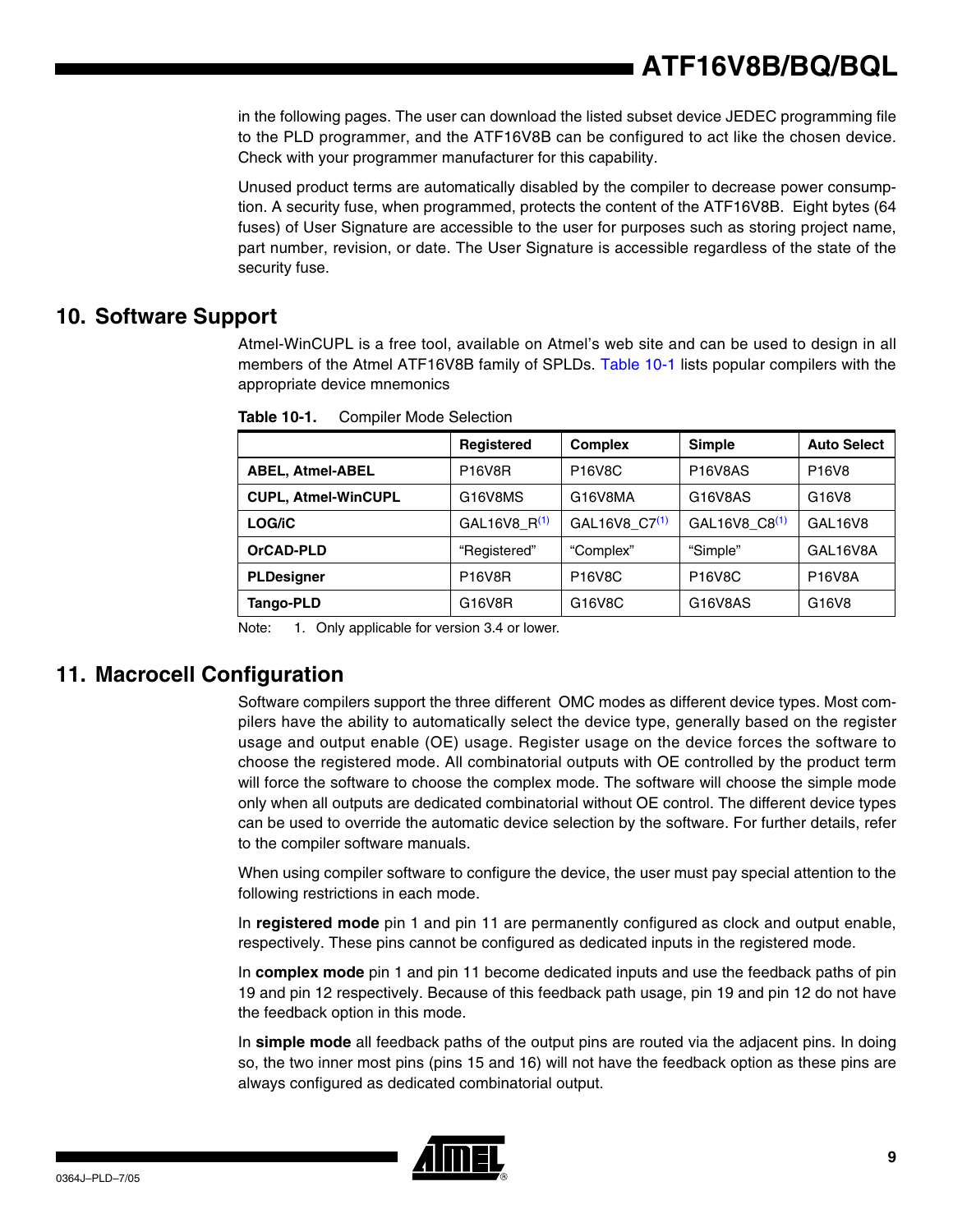in the following pages. The user can download the listed subset device JEDEC programming file to the PLD programmer, and the ATF16V8B can be configured to act like the chosen device. Check with your programmer manufacturer for this capability.

Unused product terms are automatically disabled by the compiler to decrease power consumption. A security fuse, when programmed, protects the content of the ATF16V8B. Eight bytes (64 fuses) of User Signature are accessible to the user for purposes such as storing project name, part number, revision, or date. The User Signature is accessible regardless of the state of the security fuse.

## 10. Software Support

Atmel-WinCUPL is a free tool, available on Atmel's web site and can be used to design in all members of the Atmel ATF16V8B family of SPLDs. Table 10-1 lists popular compilers with the appropriate device mnemonics

**Table 10-1.** Compiler Mode Selection

| | Registered | Complex | Simple | Auto Select |
|---|---|---|---|---|
| **ABEL, Atmel-ABEL** | P16V8R | P16V8C | P16V8AS | P16V8 |
| **CUPL, Atmel-WinCUPL** | G16V8MS | G16V8MA | G16V8AS | G16V8 |
| **LOG/iC** | GAL16V8_R[(1)] | GAL16V8_C7[(1)] | GAL16V8_C8[(1)] | GAL16V8 |
| **OrCAD-PLD** | "Registered" | "Complex" | "Simple" | GAL16V8A |
| **PLDesigner** | P16V8R | P16V8C | P16V8C | P16V8A |
| **Tango-PLD** | G16V8R | G16V8C | G16V8AS | G16V8 |

Note: 1. Only applicable for version 3.4 or lower.

## 11. Macrocell Configuration

Software compilers support the three different OMC modes as different device types. Most compilers have the ability to automatically select the device type, generally based on the register usage and output enable (OE) usage. Register usage on the device forces the software to choose the registered mode. All combinatorial outputs with OE controlled by the product term will force the software to choose the complex mode. The software will choose the simple mode only when all outputs are dedicated combinatorial without OE control. The different device types can be used to override the automatic device selection by the software. For further details, refer to the compiler software manuals.

When using compiler software to configure the device, the user must pay special attention to the following restrictions in each mode.

In **registered mode** pin 1 and pin 11 are permanently configured as clock and output enable, respectively. These pins cannot be configured as dedicated inputs in the registered mode.

In **complex mode** pin 1 and pin 11 become dedicated inputs and use the feedback paths of pin 19 and pin 12 respectively. Because of this feedback path usage, pin 19 and pin 12 do not have the feedback option in this mode.

In **simple mode** all feedback paths of the output pins are routed via the adjacent pins. In doing so, the two inner most pins (pins 15 and 16) will not have the feedback option as these pins are always configured as dedicated combinatorial output.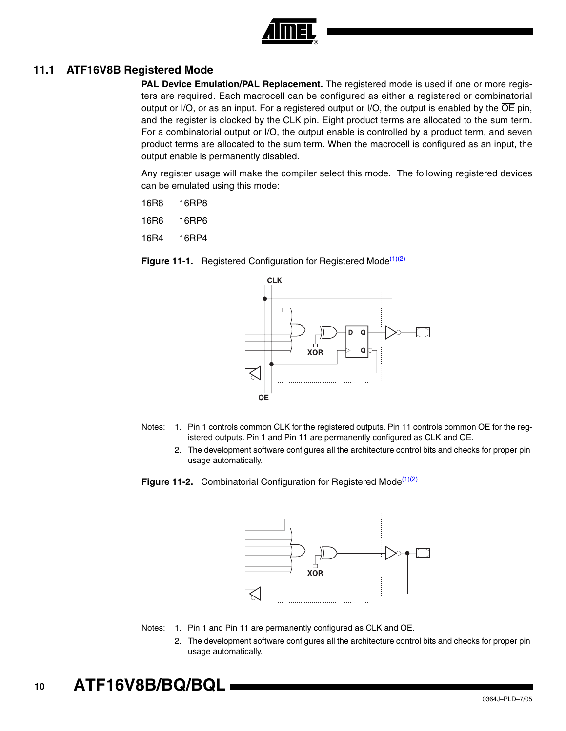## 11.1 ATF16V8B Registered Mode

**PAL Device Emulation/PAL Replacement.** The registered mode is used if one or more registers are required. Each macrocell can be configured as either a registered or combinatorial output or I/O, or as an input. For a registered output or I/O, the output is enabled by the $\overline{OE}$ pin, and the register is clocked by the CLK pin. Eight product terms are allocated to the sum term. For a combinatorial output or I/O, the output enable is controlled by a product term, and seven product terms are allocated to the sum term. When the macrocell is configured as an input, the output enable is permanently disabled.

Any register usage will make the compiler select this mode. The following registered devices can be emulated using this mode:

16R8 16RP8

16R6 16RP6

16R4 16RP4

**Figure 11-1.** Registered Configuration for Registered Mode(1)(2)

Notes: 1. Pin 1 controls common CLK for the registered outputs. Pin 11 controls common $\overline{OE}$ for the registered outputs. Pin 1 and Pin 11 are permanently configured as CLK and $\overline{OE}$.

2. The development software configures all the architecture control bits and checks for proper pin usage automatically.

**Figure 11-2.** Combinatorial Configuration for Registered Mode(1)(2)

Notes: 1. Pin 1 and Pin 11 are permanently configured as CLK and $\overline{OE}$.

2. The development software configures all the architecture control bits and checks for proper pin usage automatically.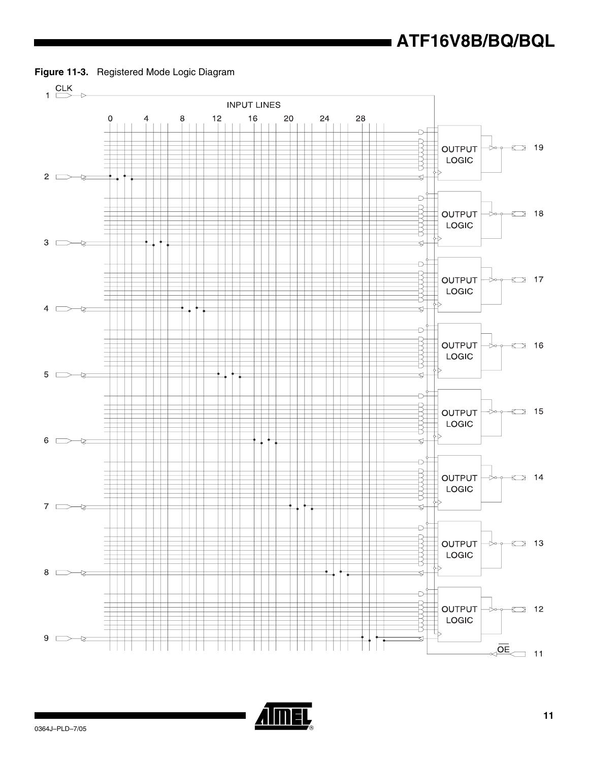**Figure 11-3.** Registered Mode Logic Diagram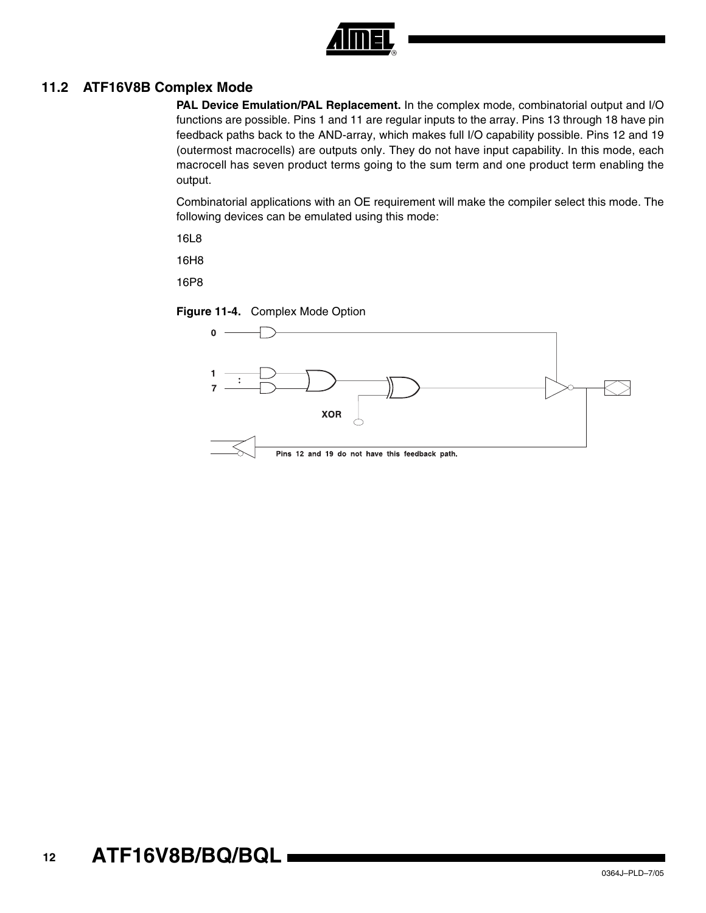## 11.2 ATF16V8B Complex Mode

**PAL Device Emulation/PAL Replacement.** In the complex mode, combinatorial output and I/O functions are possible. Pins 1 and 11 are regular inputs to the array. Pins 13 through 18 have pin feedback paths back to the AND-array, which makes full I/O capability possible. Pins 12 and 19 (outermost macrocells) are outputs only. They do not have input capability. In this mode, each macrocell has seven product terms going to the sum term and one product term enabling the output.

Combinatorial applications with an OE requirement will make the compiler select this mode. The following devices can be emulated using this mode:

16L8

16H8

16P8

**Figure 11-4.** Complex Mode Option

0

1
:
7

XOR

Pins 12 and 19 do not have this feedback path.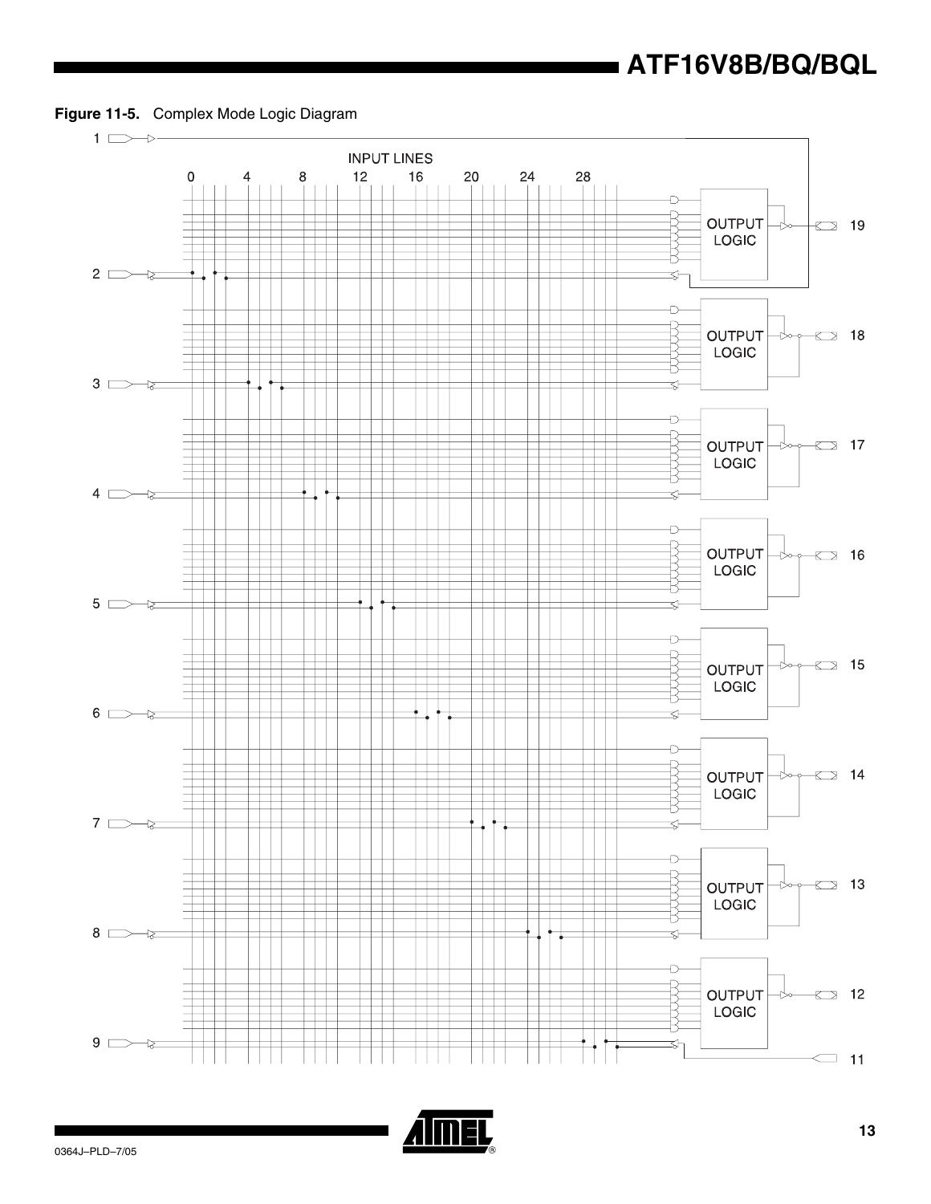**Figure 11-5.** Complex Mode Logic Diagram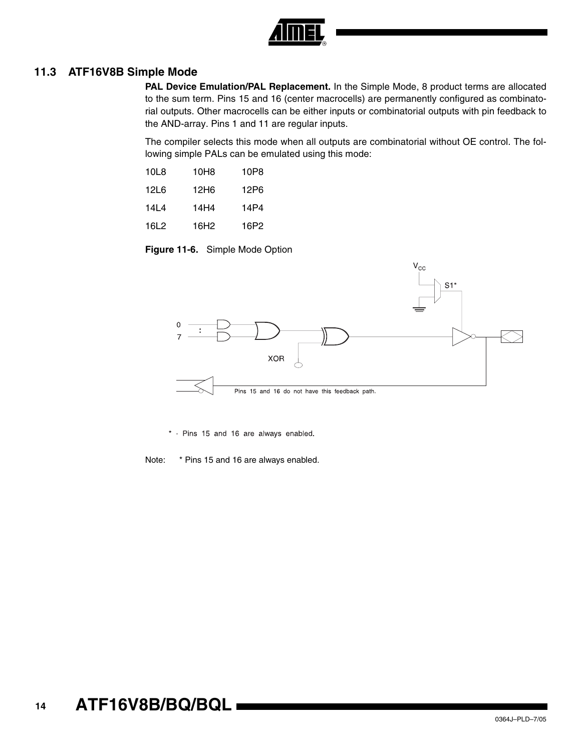## 11.3 ATF16V8B Simple Mode

**PAL Device Emulation/PAL Replacement.** In the Simple Mode, 8 product terms are allocated to the sum term. Pins 15 and 16 (center macrocells) are permanently configured as combinatorial outputs. Other macrocells can be either inputs or combinatorial outputs with pin feedback to the AND-array. Pins 1 and 11 are regular inputs.

The compiler selects this mode when all outputs are combinatorial without OE control. The following simple PALs can be emulated using this mode:

| | | |
|---|---|---|
| 10L8 | 10H8 | 10P8 |
| 12L6 | 12H6 | 12P6 |
| 14L4 | 14H4 | 14P4 |
| 16L2 | 16H2 | 16P2 |

**Figure 11-6.** Simple Mode Option

Note: * Pins 15 and 16 are always enabled.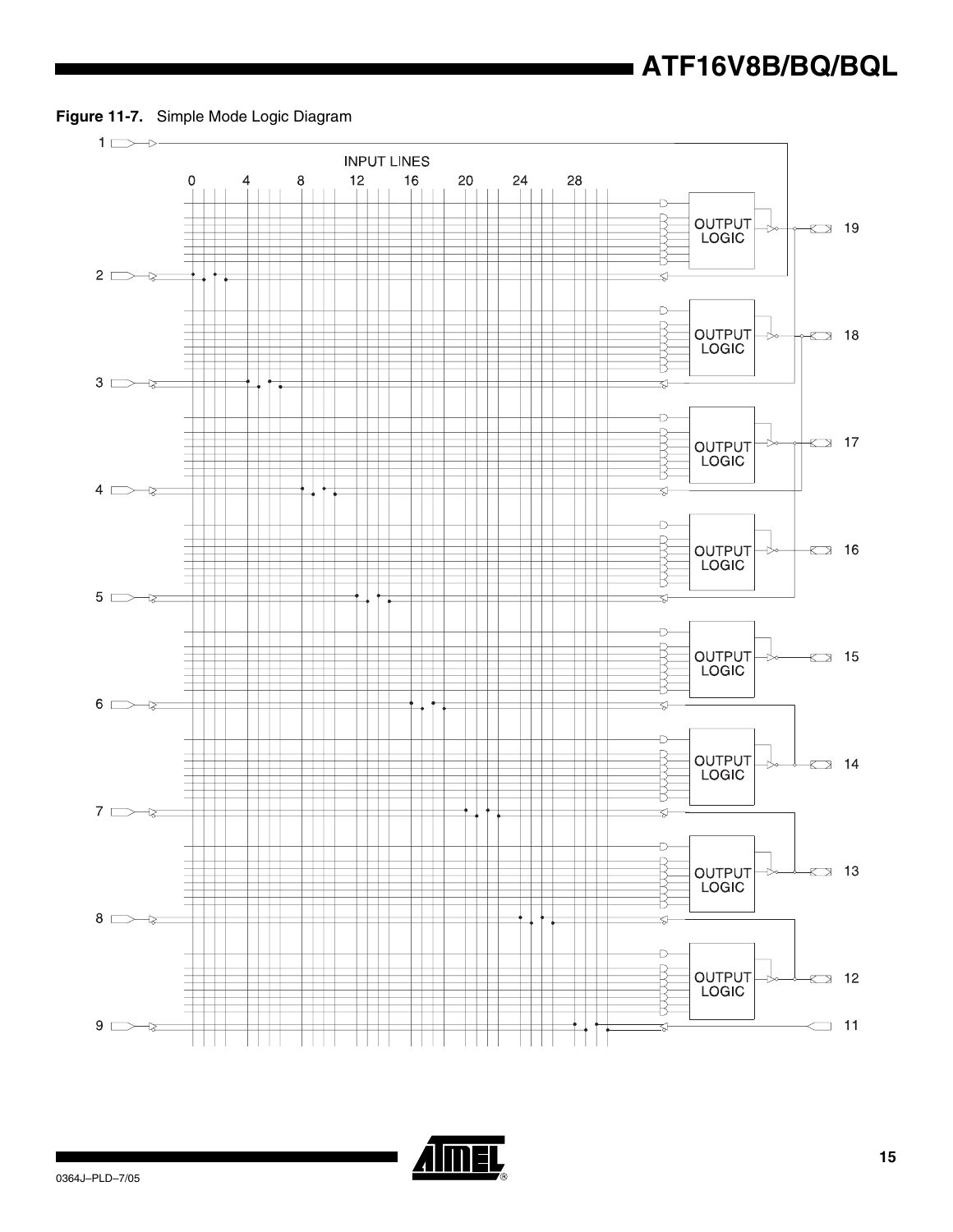**Figure 11-7.** Simple Mode Logic Diagram

INPUT LINES

0 4 8 12 16 20 24 28

1, 2, 3, 4, 5, 6, 7, 8, 9

OUTPUT LOGIC

19, 18, 17, 16, 15, 14, 13, 12, 11

0364J–PLD–7/05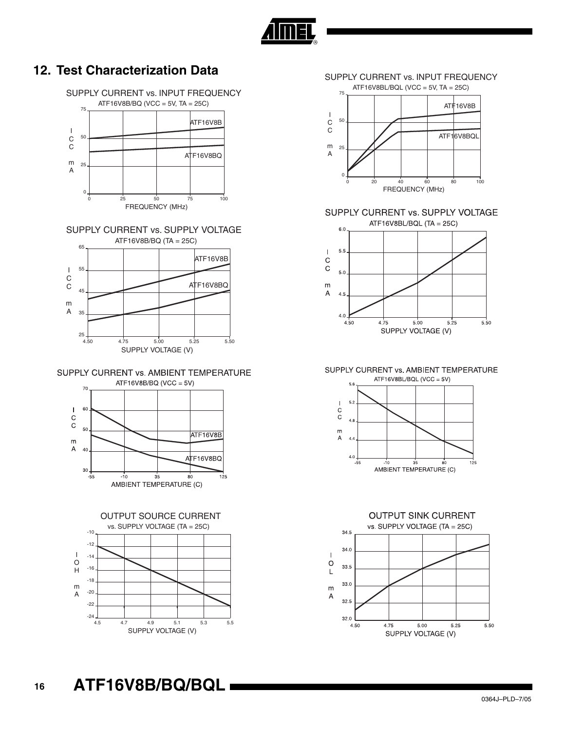## 12. Test Characterization Data

SUPPLY CURRENT vs. INPUT FREQUENCY
ATF16V8B/BQ (VCC = 5V, TA = 25C)

SUPPLY CURRENT vs. INPUT FREQUENCY
ATF16V8BL/BQL (VCC = 5V, TA = 25C)

SUPPLY CURRENT vs. SUPPLY VOLTAGE
ATF16V8B/BQ (TA = 25C)

SUPPLY CURRENT vs. SUPPLY VOLTAGE
ATF16V8BL/BQL (TA = 25C)

SUPPLY CURRENT vs. AMBIENT TEMPERATURE
ATF16V8B/BQ (VCC = 5V)

SUPPLY CURRENT vs. AMBIENT TEMPERATURE
ATF16V8BL/BQL (VCC = 5V)

OUTPUT SOURCE CURRENT
vs. SUPPLY VOLTAGE (TA = 25C)

OUTPUT SINK CURRENT
vs. SUPPLY VOLTAGE (TA = 25C)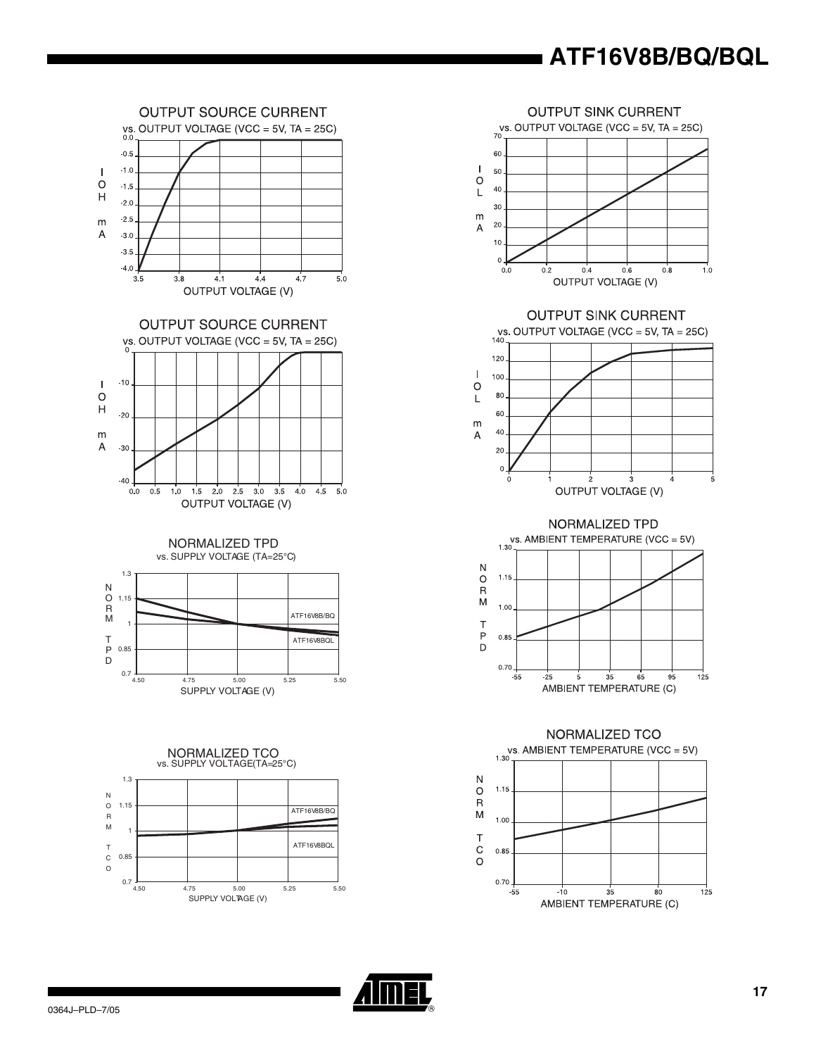OUTPUT SOURCE CURRENT
vs. OUTPUT VOLTAGE (VCC = 5V, TA = 25C)

IOH mA: 0.0, -0.5, -1.0, -1.5, -2.0, -2.5, -3.0, -3.5, -4.0

OUTPUT VOLTAGE (V): 3.5, 3.8, 4.1, 4.4, 4.7, 5.0

OUTPUT SINK CURRENT
vs. OUTPUT VOLTAGE (VCC = 5V, TA = 25C)

IOL mA: 0, 10, 20, 30, 40, 50, 60, 70

OUTPUT VOLTAGE (V): 0.0, 0.2, 0.4, 0.6, 0.8, 1.0

OUTPUT SOURCE CURRENT
vs. OUTPUT VOLTAGE (VCC = 5V, TA = 25C)

IOH mA: 0, -10, -20, -30, -40

OUTPUT VOLTAGE (V): 0.0, 0.5, 1.0, 1.5, 2.0, 2.5, 3.0, 3.5, 4.0, 4.5, 5.0

OUTPUT SINK CURRENT
vs. OUTPUT VOLTAGE (VCC = 5V, TA = 25C)

IOL mA: 0, 20, 40, 60, 80, 100, 120, 140

OUTPUT VOLTAGE (V): 0, 1, 2, 3, 4, 5

NORMALIZED TPD
vs. SUPPLY VOLTAGE (TA=25°C)

NORM TPD: 0.7, 0.85, 1, 1.15, 1.3

SUPPLY VOLTAGE (V): 4.50, 4.75, 5.00, 5.25, 5.50

ATF16V8B/BQ
ATF16V8BQL

NORMALIZED TPD
vs. AMBIENT TEMPERATURE (VCC = 5V)

NORM TPD: 0.70, 0.85, 1.00, 1.15, 1.30

AMBIENT TEMPERATURE (C): -55, -25, 5, 35, 65, 95, 125

NORMALIZED TCO
vs. SUPPLY VOLTAGE(TA=25°C)

NORM TCO: 0.7, 0.85, 1, 1.15, 1.3

SUPPLY VOLTAGE (V): 4.50, 4.75, 5.00, 5.25, 5.50

ATF16V8B/BQ
ATF16V8BQL

NORMALIZED TCO
vs. AMBIENT TEMPERATURE (VCC = 5V)

NORM TCO: 0.70, 0.85, 1.00, 1.15, 1.30

AMBIENT TEMPERATURE (C): -55, -10, 35, 80, 125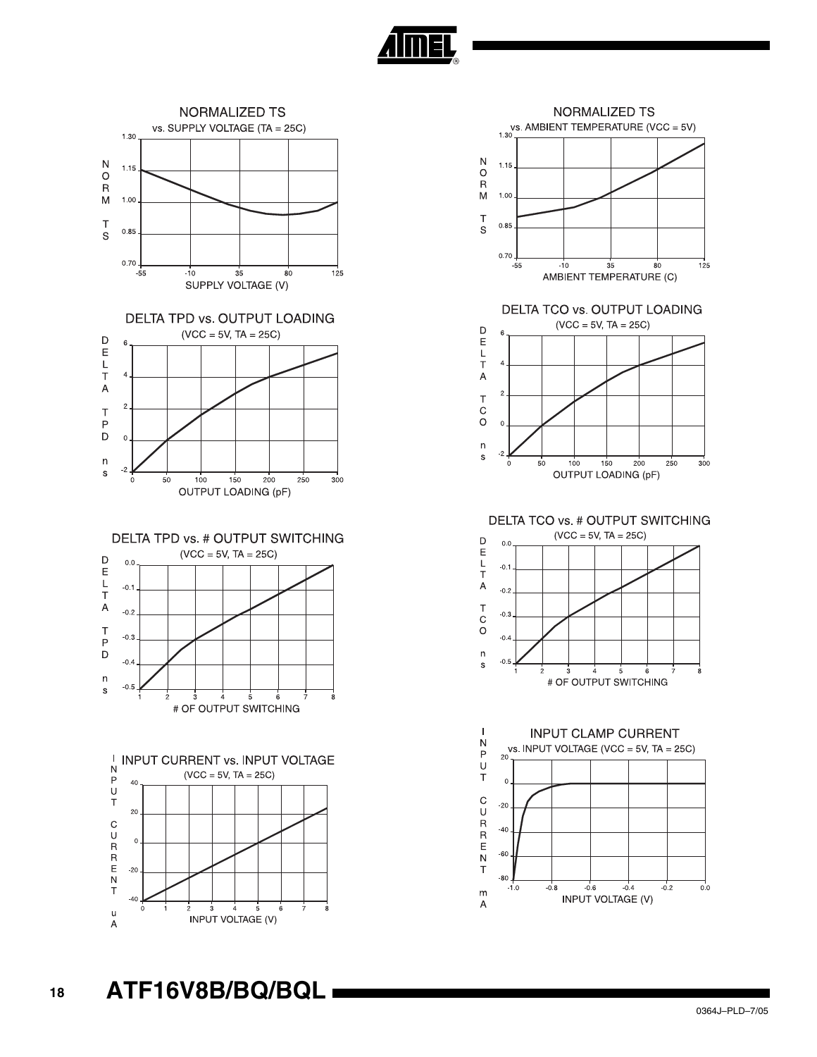NORMALIZED TS

vs. SUPPLY VOLTAGE (TA = 25C)

NORM TS

SUPPLY VOLTAGE (V)

NORMALIZED TS

vs. AMBIENT TEMPERATURE (VCC = 5V)

NORM TS

AMBIENT TEMPERATURE (C)

DELTA TPD vs. OUTPUT LOADING

(VCC = 5V, TA = 25C)

DELTA TPD ns

OUTPUT LOADING (pF)

DELTA TCO vs. OUTPUT LOADING

(VCC = 5V, TA = 25C)

DELTA TCO ns

OUTPUT LOADING (pF)

DELTA TPD vs. # OUTPUT SWITCHING

(VCC = 5V, TA = 25C)

DELTA TPD ns

# OF OUTPUT SWITCHING

DELTA TCO vs. # OUTPUT SWITCHING

(VCC = 5V, TA = 25C)

DELTA TCO ns

# OF OUTPUT SWITCHING

INPUT CURRENT vs. INPUT VOLTAGE

(VCC = 5V, TA = 25C)

INPUT CURRENT uA

INPUT VOLTAGE (V)

INPUT CLAMP CURRENT

vs. INPUT VOLTAGE (VCC = 5V, TA = 25C)

INPUT CURRENT mA

INPUT VOLTAGE (V)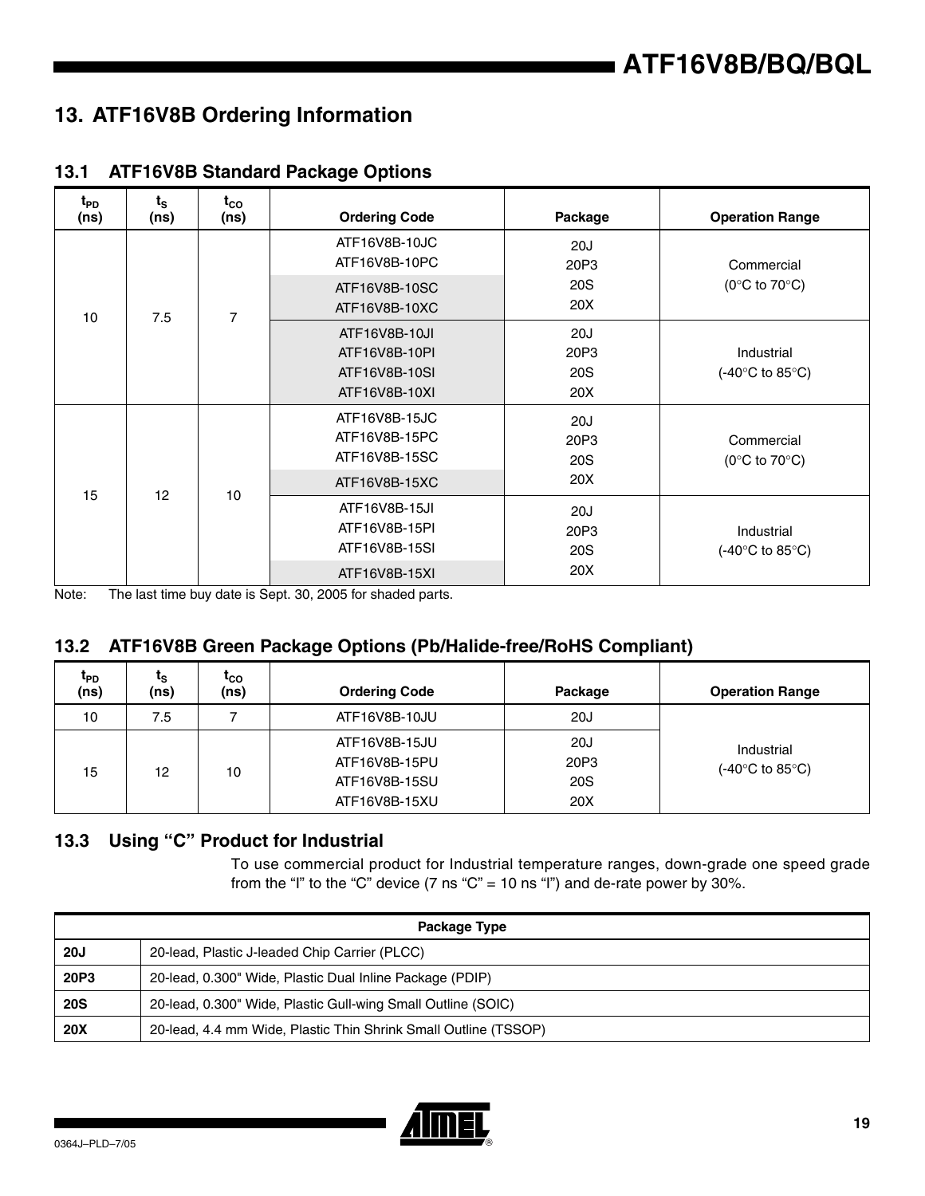# 13. ATF16V8B Ordering Information

## 13.1 ATF16V8B Standard Package Options

| $t_{PD}$ (ns) | $t_S$ (ns) | $t_{CO}$ (ns) | Ordering Code | Package | Operation Range |
|---|---|---|---|---|---|
| 10 | 7.5 | 7 | ATF16V8B-10JC<br>ATF16V8B-10PC<br>ATF16V8B-10SC<br>ATF16V8B-10XC | 20J<br>20P3<br>20S<br>20X | Commercial<br>(0°C to 70°C) |
| | | | ATF16V8B-10JI<br>ATF16V8B-10PI<br>ATF16V8B-10SI<br>ATF16V8B-10XI | 20J<br>20P3<br>20S<br>20X | Industrial<br>(-40°C to 85°C) |
| 15 | 12 | 10 | ATF16V8B-15JC<br>ATF16V8B-15PC<br>ATF16V8B-15SC<br>ATF16V8B-15XC | 20J<br>20P3<br>20S<br>20X | Commercial<br>(0°C to 70°C) |
| | | | ATF16V8B-15JI<br>ATF16V8B-15PI<br>ATF16V8B-15SI<br>ATF16V8B-15XI | 20J<br>20P3<br>20S<br>20X | Industrial<br>(-40°C to 85°C) |

Note: The last time buy date is Sept. 30, 2005 for shaded parts.

## 13.2 ATF16V8B Green Package Options (Pb/Halide-free/RoHS Compliant)

| $t_{PD}$ (ns) | $t_S$ (ns) | $t_{CO}$ (ns) | Ordering Code | Package | Operation Range |
|---|---|---|---|---|---|
| 10 | 7.5 | 7 | ATF16V8B-10JU | 20J | Industrial<br>(-40°C to 85°C) |
| 15 | 12 | 10 | ATF16V8B-15JU<br>ATF16V8B-15PU<br>ATF16V8B-15SU<br>ATF16V8B-15XU | 20J<br>20P3<br>20S<br>20X | |

## 13.3 Using "C" Product for Industrial

To use commercial product for Industrial temperature ranges, down-grade one speed grade from the "I" to the "C" device (7 ns "C" = 10 ns "I") and de-rate power by 30%.

| Package Type | |
|---|---|
| **20J** | 20-lead, Plastic J-leaded Chip Carrier (PLCC) |
| **20P3** | 20-lead, 0.300" Wide, Plastic Dual Inline Package (PDIP) |
| **20S** | 20-lead, 0.300" Wide, Plastic Gull-wing Small Outline (SOIC) |
| **20X** | 20-lead, 4.4 mm Wide, Plastic Thin Shrink Small Outline (TSSOP) |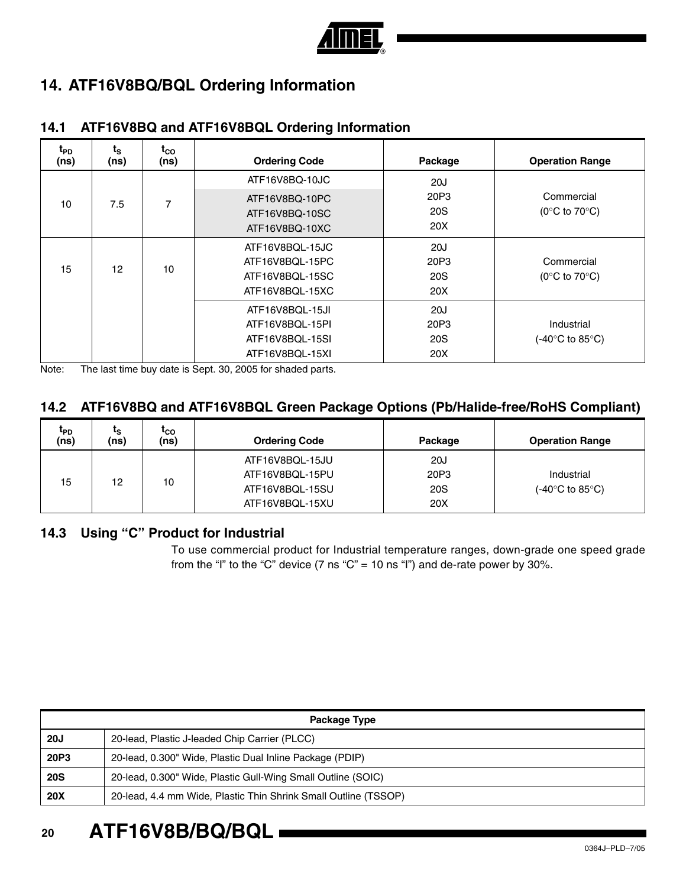# 14. ATF16V8BQ/BQL Ordering Information

## 14.1 ATF16V8BQ and ATF16V8BQL Ordering Information

| $t_{PD}$ (ns) | $t_S$ (ns) | $t_{CO}$ (ns) | Ordering Code | Package | Operation Range |
|---|---|---|---|---|---|
| 10 | 7.5 | 7 | ATF16V8BQ-10JC<br>ATF16V8BQ-10PC<br>ATF16V8BQ-10SC<br>ATF16V8BQ-10XC | 20J<br>20P3<br>20S<br>20X | Commercial<br>(0°C to 70°C) |
| 15 | 12 | 10 | ATF16V8BQL-15JC<br>ATF16V8BQL-15PC<br>ATF16V8BQL-15SC<br>ATF16V8BQL-15XC | 20J<br>20P3<br>20S<br>20X | Commercial<br>(0°C to 70°C) |
| | | | ATF16V8BQL-15JI<br>ATF16V8BQL-15PI<br>ATF16V8BQL-15SI<br>ATF16V8BQL-15XI | 20J<br>20P3<br>20S<br>20X | Industrial<br>(-40°C to 85°C) |

Note: The last time buy date is Sept. 30, 2005 for shaded parts.

## 14.2 ATF16V8BQ and ATF16V8BQL Green Package Options (Pb/Halide-free/RoHS Compliant)

| $t_{PD}$ (ns) | $t_S$ (ns) | $t_{CO}$ (ns) | Ordering Code | Package | Operation Range |
|---|---|---|---|---|---|
| 15 | 12 | 10 | ATF16V8BQL-15JU<br>ATF16V8BQL-15PU<br>ATF16V8BQL-15SU<br>ATF16V8BQL-15XU | 20J<br>20P3<br>20S<br>20X | Industrial<br>(-40°C to 85°C) |

## 14.3 Using "C" Product for Industrial

To use commercial product for Industrial temperature ranges, down-grade one speed grade from the "I" to the "C" device (7 ns "C" = 10 ns "I") and de-rate power by 30%.

| Package Type | |
|---|---|
| **20J** | 20-lead, Plastic J-leaded Chip Carrier (PLCC) |
| **20P3** | 20-lead, 0.300" Wide, Plastic Dual Inline Package (PDIP) |
| **20S** | 20-lead, 0.300" Wide, Plastic Gull-Wing Small Outline (SOIC) |
| **20X** | 20-lead, 4.4 mm Wide, Plastic Thin Shrink Small Outline (TSSOP) |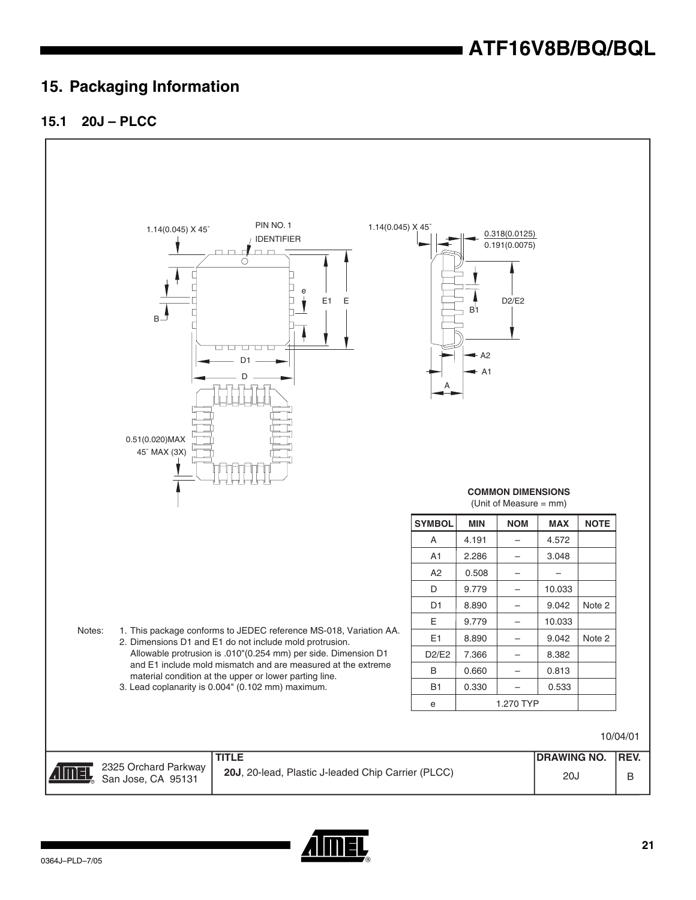## 15. Packaging Information

### 15.1 20J – PLCC

Notes:
1. This package conforms to JEDEC reference MS-018, Variation AA.
2. Dimensions D1 and E1 do not include mold protrusion. Allowable protrusion is .010"(0.254 mm) per side. Dimension D1 and E1 include mold mismatch and are measured at the extreme material condition at the upper or lower parting line.
3. Lead coplanarity is 0.004" (0.102 mm) maximum.

**COMMON DIMENSIONS**
(Unit of Measure = mm)

| SYMBOL | MIN | NOM | MAX | NOTE |
|---|---|---|---|---|
| A | 4.191 | – | 4.572 | |
| A1 | 2.286 | – | 3.048 | |
| A2 | 0.508 | – | – | |
| D | 9.779 | – | 10.033 | |
| D1 | 8.890 | – | 9.042 | Note 2 |
| E | 9.779 | – | 10.033 | |
| E1 | 8.890 | – | 9.042 | Note 2 |
| D2/E2 | 7.366 | – | 8.382 | |
| B | 0.660 | – | 0.813 | |
| B1 | 0.330 | – | 0.533 | |
| e | | 1.270 TYP | | |

10/04/01

| 2325 Orchard Parkway San Jose, CA 95131 | TITLE **20J**, 20-lead, Plastic J-leaded Chip Carrier (PLCC) | DRAWING NO. 20J | REV. B |
|---|---|---|---|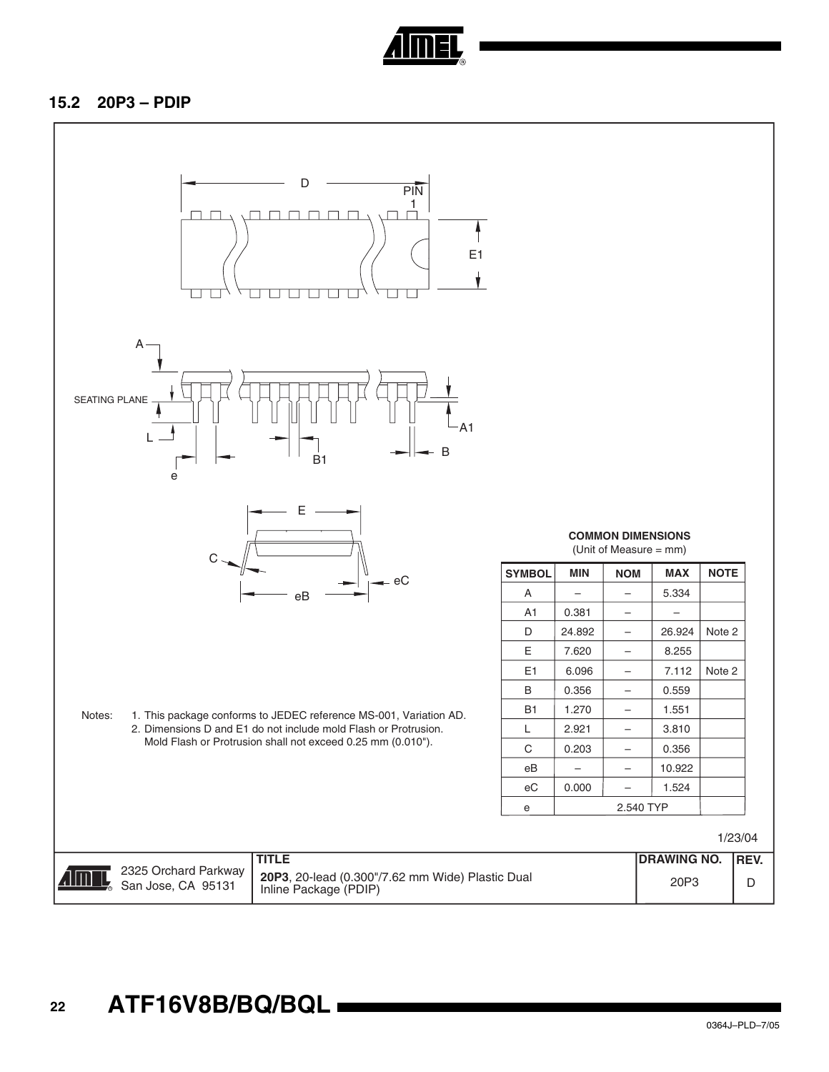## 15.2 20P3 – PDIP

**COMMON DIMENSIONS**
(Unit of Measure = mm)

| SYMBOL | MIN | NOM | MAX | NOTE |
|---|---|---|---|---|
| A | – | – | 5.334 | |
| A1 | 0.381 | – | – | |
| D | 24.892 | – | 26.924 | Note 2 |
| E | 7.620 | – | 8.255 | |
| E1 | 6.096 | – | 7.112 | Note 2 |
| B | 0.356 | – | 0.559 | |
| B1 | 1.270 | – | 1.551 | |
| L | 2.921 | – | 3.810 | |
| C | 0.203 | – | 0.356 | |
| eB | – | – | 10.922 | |
| eC | 0.000 | – | 1.524 | |
| e | 2.540 TYP | | | |

Notes:
1. This package conforms to JEDEC reference MS-001, Variation AD.
2. Dimensions D and E1 do not include mold Flash or Protrusion. Mold Flash or Protrusion shall not exceed 0.25 mm (0.010").

1/23/04

| 2325 Orchard Parkway San Jose, CA 95131 | TITLE **20P3**, 20-lead (0.300"/7.62 mm Wide) Plastic Dual Inline Package (PDIP) | DRAWING NO. 20P3 | REV. D |
|---|---|---|---|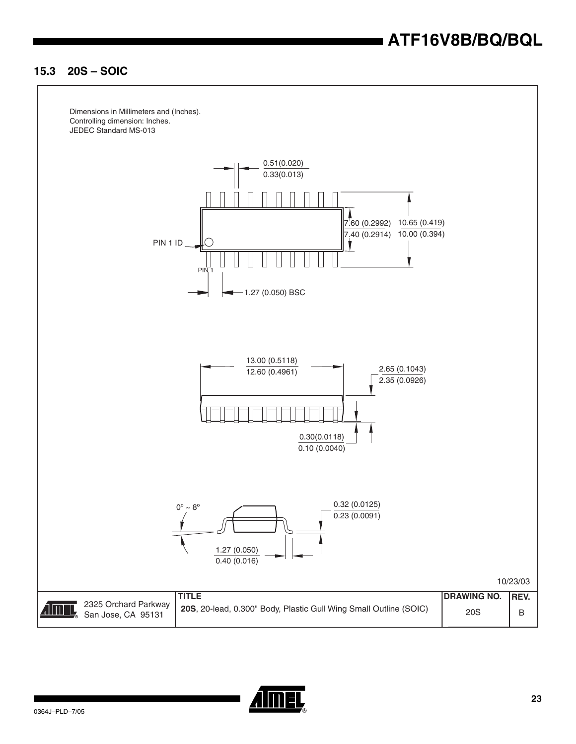## 15.3 20S – SOIC

Dimensions in Millimeters and (Inches).
Controlling dimension: Inches.
JEDEC Standard MS-013

0.51(0.020)
0.33(0.013)

7.60 (0.2992)
7.40 (0.2914)

10.65 (0.419)
10.00 (0.394)

PIN 1 ID

PIN 1

1.27 (0.050) BSC

13.00 (0.5118)
12.60 (0.4961)

2.65 (0.1043)
2.35 (0.0926)

0.30(0.0118)
0.10 (0.0040)

0º ~ 8º

0.32 (0.0125)
0.23 (0.0091)

1.27 (0.050)
0.40 (0.016)

10/23/03

| | TITLE | DRAWING NO. | REV. |
|---|---|---|---|
| 2325 Orchard Parkway San Jose, CA 95131 | **20S**, 20-lead, 0.300" Body, Plastic Gull Wing Small Outline (SOIC) | 20S | B |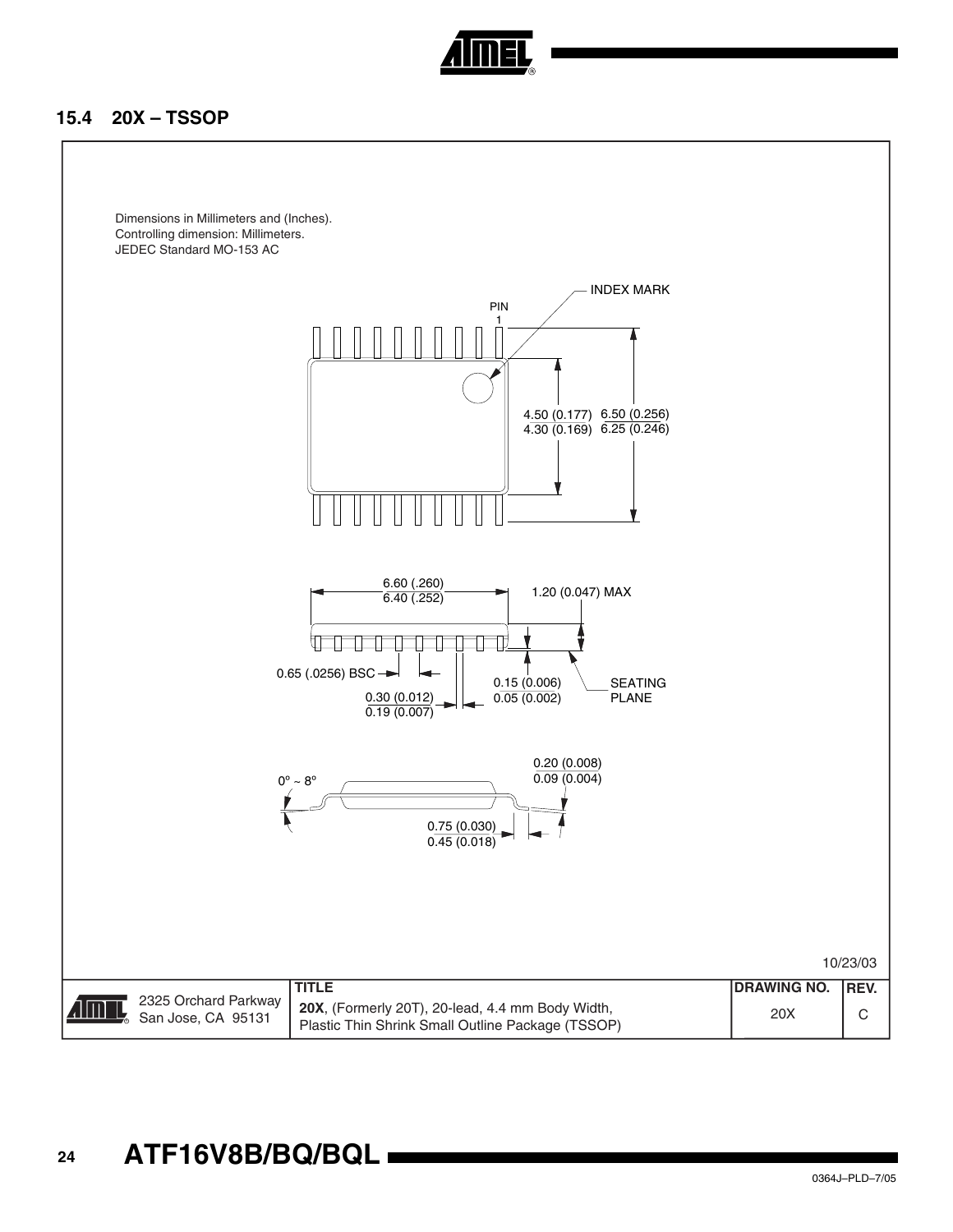## 15.4 20X – TSSOP

Dimensions in Millimeters and (Inches).
Controlling dimension: Millimeters.
JEDEC Standard MO-153 AC

INDEX MARK

PIN 1

4.50 (0.177)
4.30 (0.169)

6.50 (0.256)
6.25 (0.246)

6.60 (.260)
6.40 (.252)

1.20 (0.047) MAX

0.65 (.0256) BSC

0.30 (0.012)
0.19 (0.007)

0.15 (0.006)
0.05 (0.002)

SEATING PLANE

0.20 (0.008)
0.09 (0.004)

0° ~ 8°

0.75 (0.030)
0.45 (0.018)

10/23/03

| 2325 Orchard Parkway San Jose, CA 95131 | TITLE **20X**, (Formerly 20T), 20-lead, 4.4 mm Body Width, Plastic Thin Shrink Small Outline Package (TSSOP) | DRAWING NO. 20X | REV. C |
|---|---|---|---|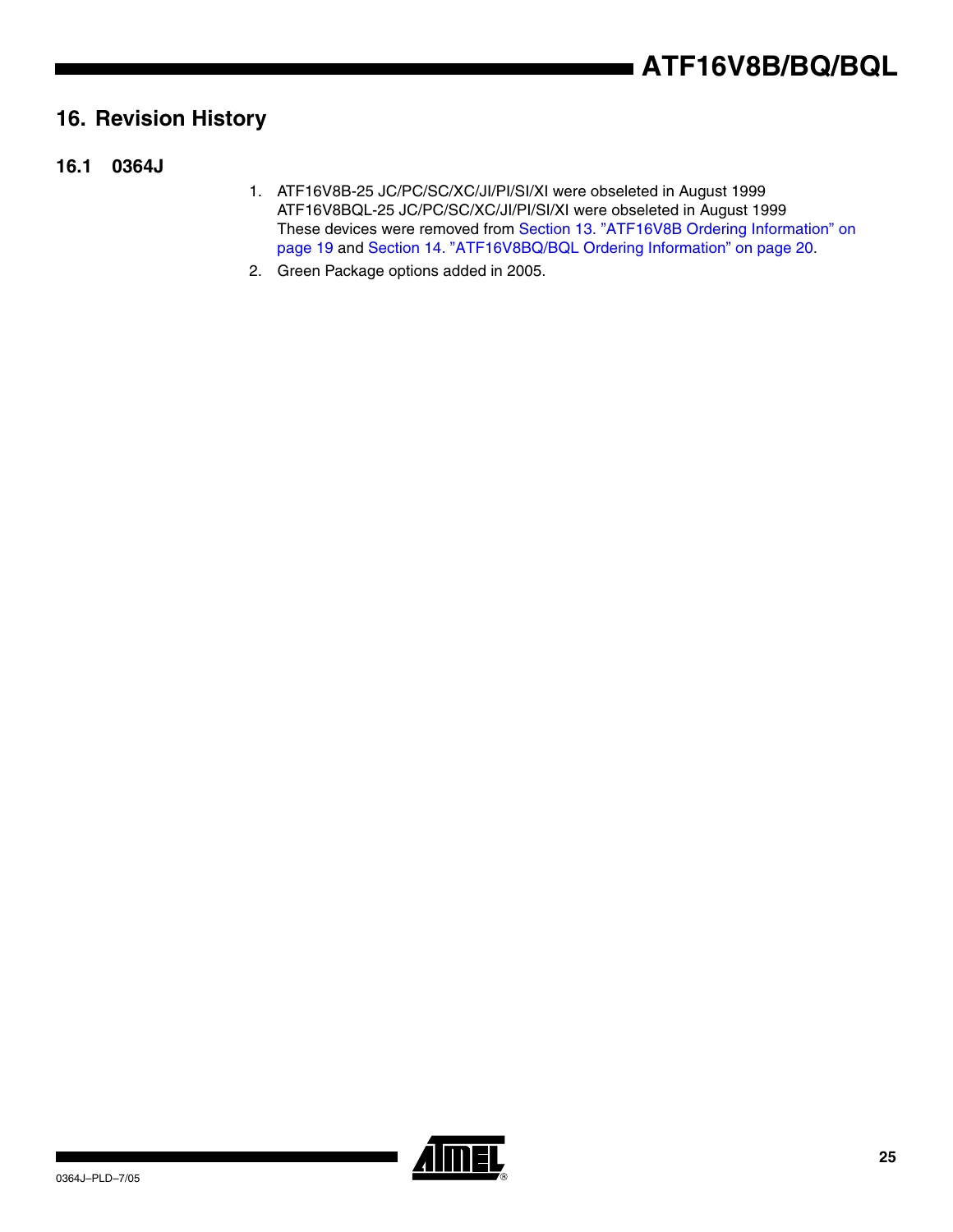## 16. Revision History

### 16.1 0364J

1. ATF16V8B-25 JC/PC/SC/XC/JI/PI/SI/XI were obseleted in August 1999
   ATF16V8BQL-25 JC/PC/SC/XC/JI/PI/SI/XI were obseleted in August 1999
   These devices were removed from Section 13. "ATF16V8B Ordering Information" on page 19 and Section 14. "ATF16V8BQ/BQL Ordering Information" on page 20.
2. Green Package options added in 2005.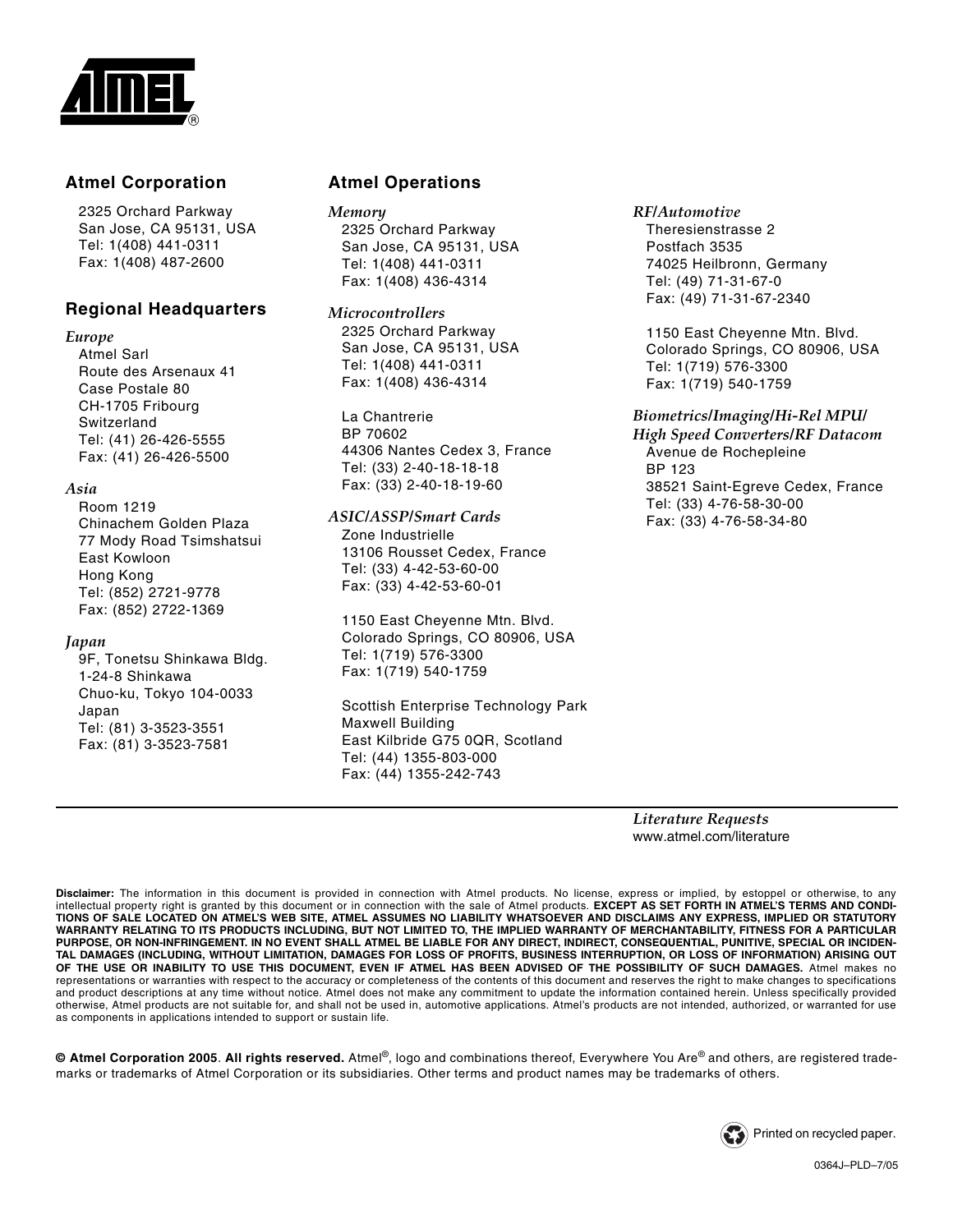## Atmel Corporation

2325 Orchard Parkway
San Jose, CA 95131, USA
Tel: 1(408) 441-0311
Fax: 1(408) 487-2600

## Regional Headquarters

*Europe*

Atmel Sarl
Route des Arsenaux 41
Case Postale 80
CH-1705 Fribourg
Switzerland
Tel: (41) 26-426-5555
Fax: (41) 26-426-5500

*Asia*

Room 1219
Chinachem Golden Plaza
77 Mody Road Tsimshatsui
East Kowloon
Hong Kong
Tel: (852) 2721-9778
Fax: (852) 2722-1369

*Japan*

9F, Tonetsu Shinkawa Bldg.
1-24-8 Shinkawa
Chuo-ku, Tokyo 104-0033
Japan
Tel: (81) 3-3523-3551
Fax: (81) 3-3523-7581

## Atmel Operations

*Memory*

2325 Orchard Parkway
San Jose, CA 95131, USA
Tel: 1(408) 441-0311
Fax: 1(408) 436-4314

*Microcontrollers*

2325 Orchard Parkway
San Jose, CA 95131, USA
Tel: 1(408) 441-0311
Fax: 1(408) 436-4314

La Chantrerie
BP 70602
44306 Nantes Cedex 3, France
Tel: (33) 2-40-18-18-18
Fax: (33) 2-40-18-19-60

*ASIC/ASSP/Smart Cards*

Zone Industrielle
13106 Rousset Cedex, France
Tel: (33) 4-42-53-60-00
Fax: (33) 4-42-53-60-01

1150 East Cheyenne Mtn. Blvd.
Colorado Springs, CO 80906, USA
Tel: 1(719) 576-3300
Fax: 1(719) 540-1759

Scottish Enterprise Technology Park
Maxwell Building
East Kilbride G75 0QR, Scotland
Tel: (44) 1355-803-000
Fax: (44) 1355-242-743

*RF/Automotive*

Theresienstrasse 2
Postfach 3535
74025 Heilbronn, Germany
Tel: (49) 71-31-67-0
Fax: (49) 71-31-67-2340

1150 East Cheyenne Mtn. Blvd.
Colorado Springs, CO 80906, USA
Tel: 1(719) 576-3300
Fax: 1(719) 540-1759

*Biometrics/Imaging/Hi-Rel MPU/ High Speed Converters/RF Datacom*

Avenue de Rochepleine
BP 123
38521 Saint-Egreve Cedex, France
Tel: (33) 4-76-58-30-00
Fax: (33) 4-76-58-34-80

---

*Literature Requests*
www.atmel.com/literature

**Disclaimer:** The information in this document is provided in connection with Atmel products. No license, express or implied, by estoppel or otherwise, to any intellectual property right is granted by this document or in connection with the sale of Atmel products. **EXCEPT AS SET FORTH IN ATMEL'S TERMS AND CONDITIONS OF SALE LOCATED ON ATMEL'S WEB SITE, ATMEL ASSUMES NO LIABILITY WHATSOEVER AND DISCLAIMS ANY EXPRESS, IMPLIED OR STATUTORY WARRANTY RELATING TO ITS PRODUCTS INCLUDING, BUT NOT LIMITED TO, THE IMPLIED WARRANTY OF MERCHANTABILITY, FITNESS FOR A PARTICULAR PURPOSE, OR NON-INFRINGEMENT. IN NO EVENT SHALL ATMEL BE LIABLE FOR ANY DIRECT, INDIRECT, CONSEQUENTIAL, PUNITIVE, SPECIAL OR INCIDENTAL DAMAGES (INCLUDING, WITHOUT LIMITATION, DAMAGES FOR LOSS OF PROFITS, BUSINESS INTERRUPTION, OR LOSS OF INFORMATION) ARISING OUT OF THE USE OR INABILITY TO USE THIS DOCUMENT, EVEN IF ATMEL HAS BEEN ADVISED OF THE POSSIBILITY OF SUCH DAMAGES.** Atmel makes no representations or warranties with respect to the accuracy or completeness of the contents of this document and reserves the right to make changes to specifications and product descriptions at any time without notice. Atmel does not make any commitment to update the information contained herein. Unless specifically provided otherwise, Atmel products are not suitable for, and shall not be used in, automotive applications. Atmel's products are not intended, authorized, or warranted for use as components in applications intended to support or sustain life.

**© Atmel Corporation 2005. All rights reserved.** Atmel®, logo and combinations thereof, Everywhere You Are® and others, are registered trademarks or trademarks of Atmel Corporation or its subsidiaries. Other terms and product names may be trademarks of others.

Printed on recycled paper.

0364J–PLD–7/05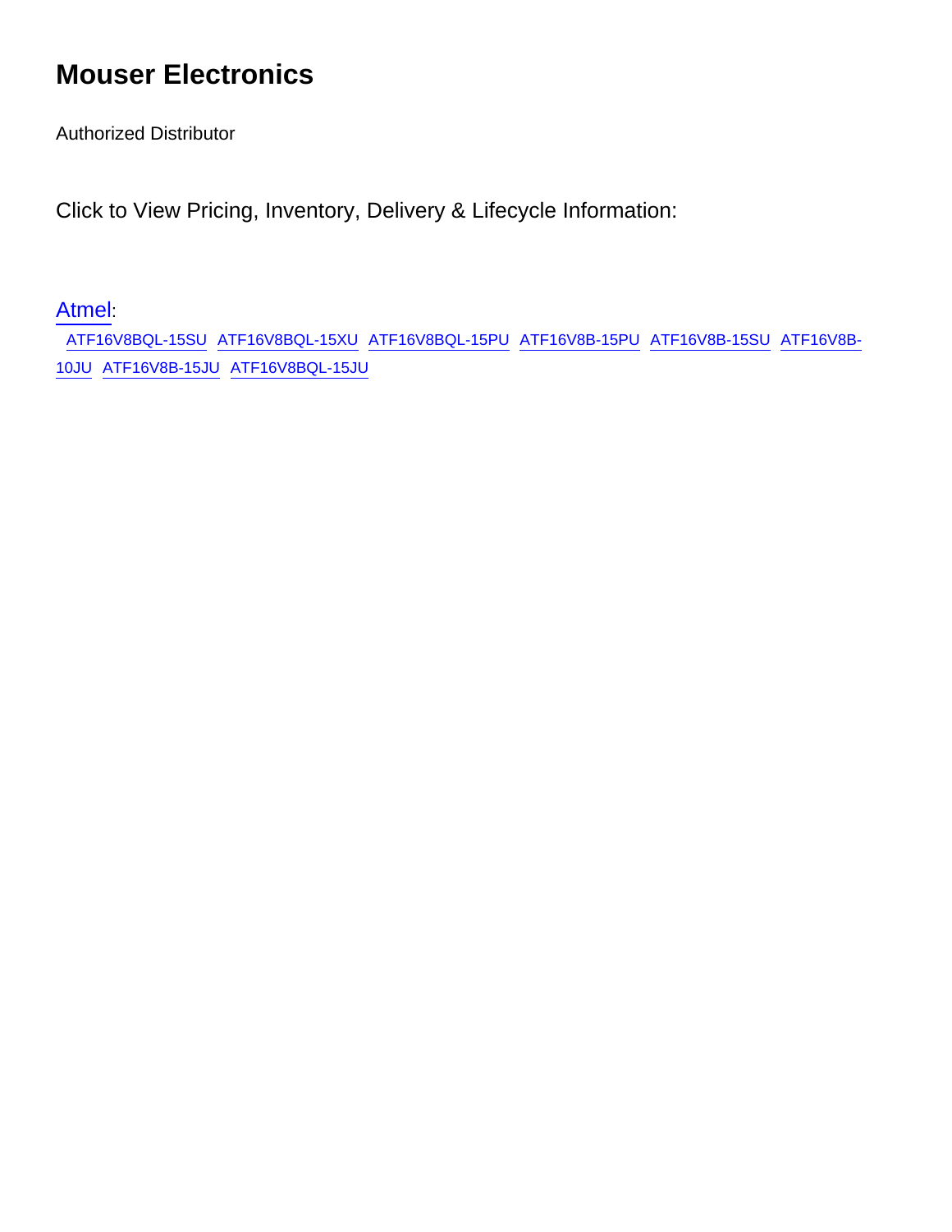# Mouser Electronics

Authorized Distributor

Click to View Pricing, Inventory, Delivery & Lifecycle Information:

Atmel:

ATF16V8BQL-15SU ATF16V8BQL-15XU ATF16V8BQL-15PU ATF16V8B-15PU ATF16V8B-15SU ATF16V8B-10JU ATF16V8B-15JU ATF16V8BQL-15JU